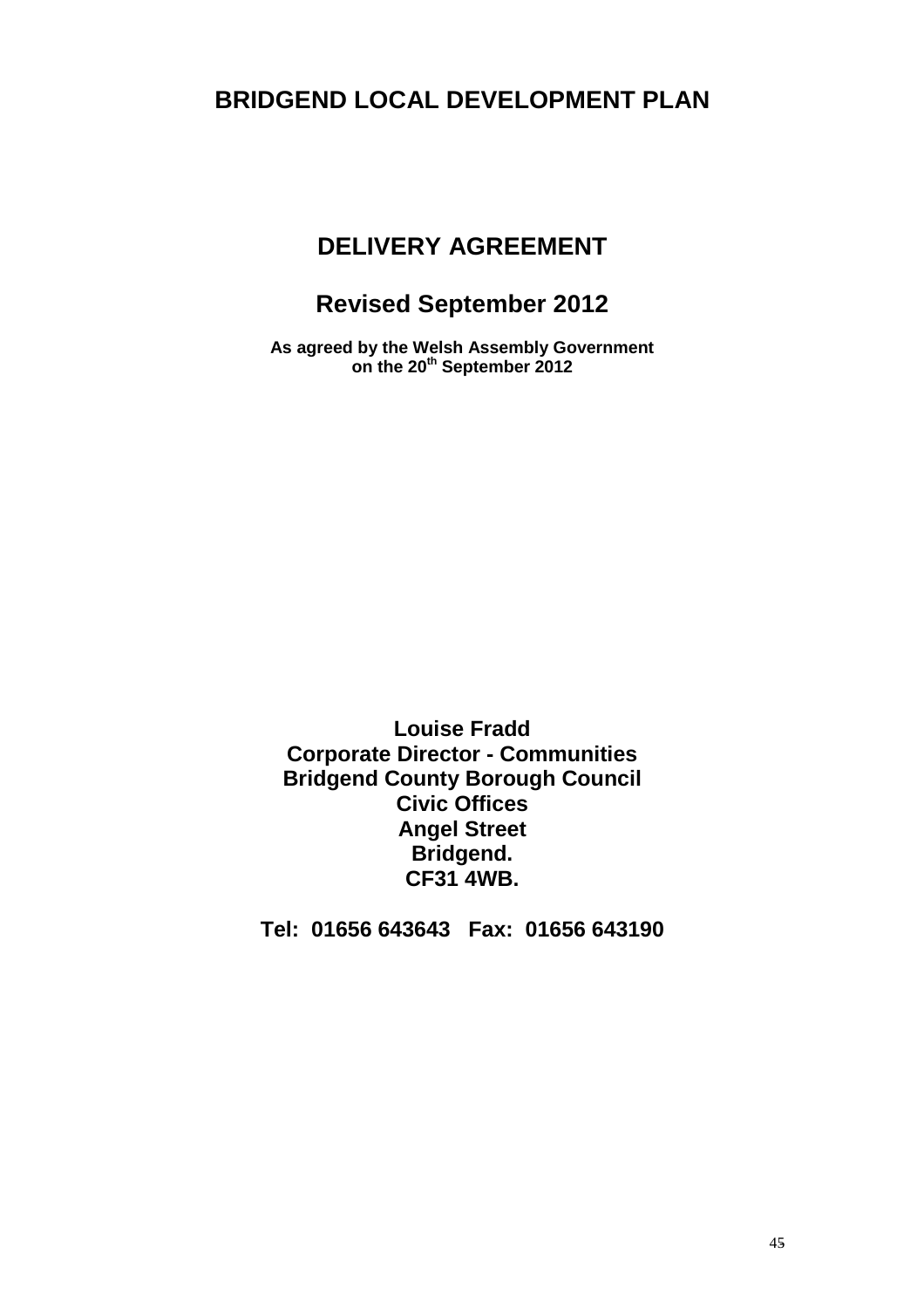# BRIDGEND LOCAL DEVELOPMENT PLAN

## DELIVERY AGREEMENT

## Revised September 2012

**As agreed by the Welsh Assembly Government on the 20th September 2012**

**Louise Fradd**
**Corporate Director - Communities**
**Bridgend County Borough Council**
**Civic Offices**
**Angel Street**
**Bridgend.**
**CF31 4WB.**

**Tel: 01656 643643 Fax: 01656 643190**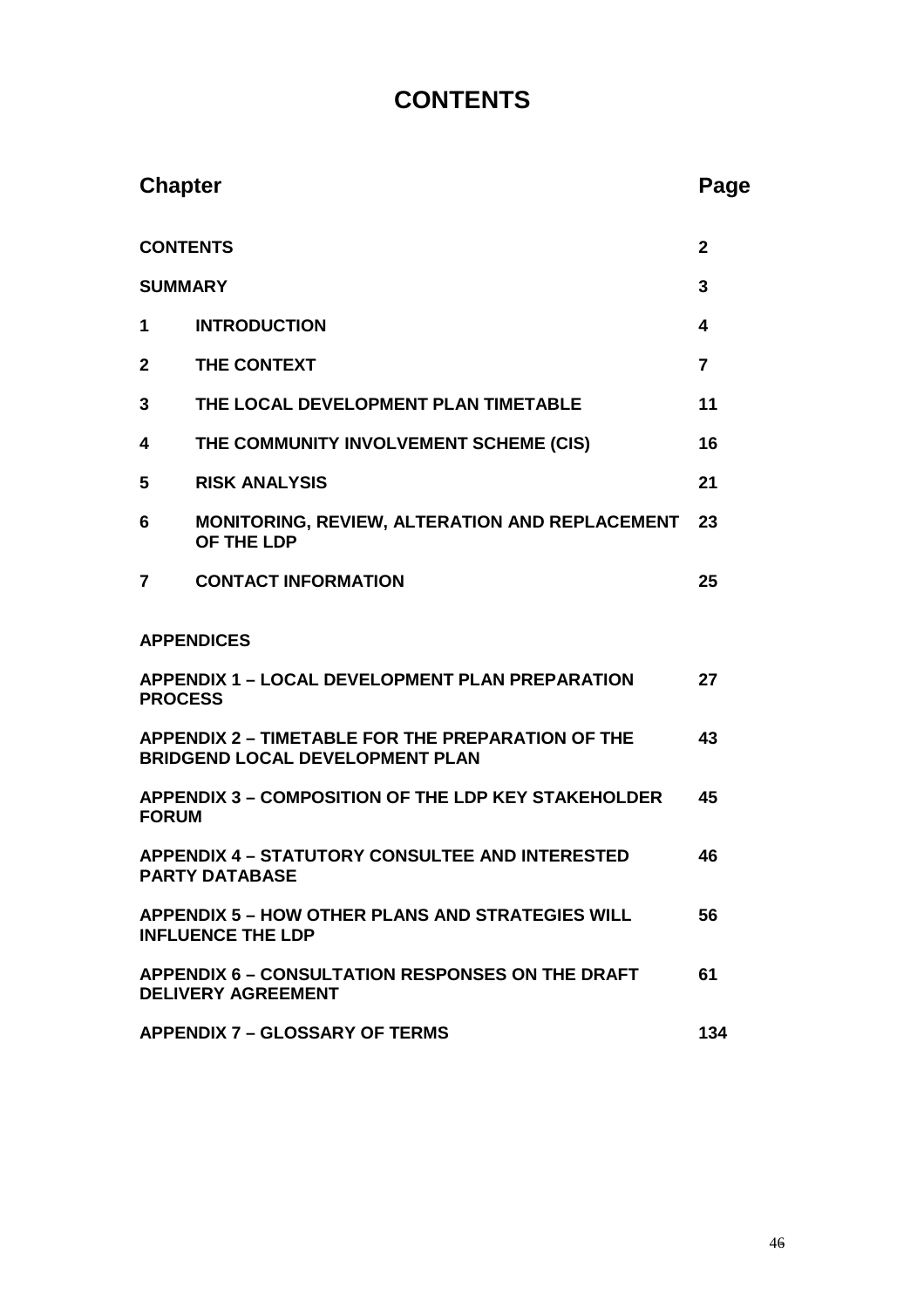# CONTENTS

| Chapter | | Page |
|---|---|---|
| **CONTENTS** | | **2** |
| **SUMMARY** | | **3** |
| **1** | **INTRODUCTION** | **4** |
| **2** | **THE CONTEXT** | **7** |
| **3** | **THE LOCAL DEVELOPMENT PLAN TIMETABLE** | **11** |
| **4** | **THE COMMUNITY INVOLVEMENT SCHEME (CIS)** | **16** |
| **5** | **RISK ANALYSIS** | **21** |
| **6** | **MONITORING, REVIEW, ALTERATION AND REPLACEMENT OF THE LDP** | **23** |
| **7** | **CONTACT INFORMATION** | **25** |
| **APPENDICES** | | |
| **APPENDIX 1 – LOCAL DEVELOPMENT PLAN PREPARATION PROCESS** | | **27** |
| **APPENDIX 2 – TIMETABLE FOR THE PREPARATION OF THE BRIDGEND LOCAL DEVELOPMENT PLAN** | | **43** |
| **APPENDIX 3 – COMPOSITION OF THE LDP KEY STAKEHOLDER FORUM** | | **45** |
| **APPENDIX 4 – STATUTORY CONSULTEE AND INTERESTED PARTY DATABASE** | | **46** |
| **APPENDIX 5 – HOW OTHER PLANS AND STRATEGIES WILL INFLUENCE THE LDP** | | **56** |
| **APPENDIX 6 – CONSULTATION RESPONSES ON THE DRAFT DELIVERY AGREEMENT** | | **61** |
| **APPENDIX 7 – GLOSSARY OF TERMS** | | **134** |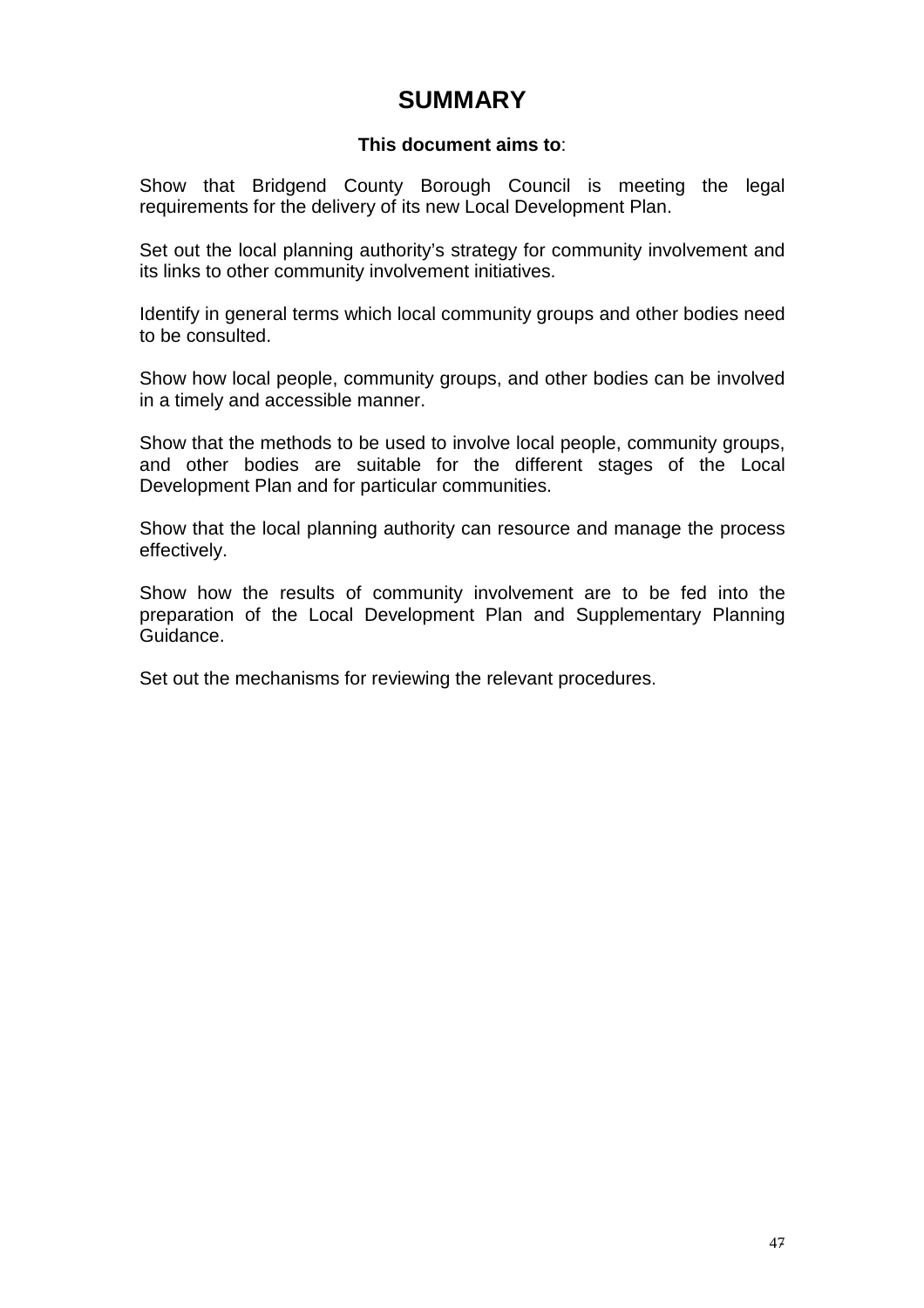# SUMMARY

**This document aims to**:

Show that Bridgend County Borough Council is meeting the legal requirements for the delivery of its new Local Development Plan.

Set out the local planning authority's strategy for community involvement and its links to other community involvement initiatives.

Identify in general terms which local community groups and other bodies need to be consulted.

Show how local people, community groups, and other bodies can be involved in a timely and accessible manner.

Show that the methods to be used to involve local people, community groups, and other bodies are suitable for the different stages of the Local Development Plan and for particular communities.

Show that the local planning authority can resource and manage the process effectively.

Show how the results of community involvement are to be fed into the preparation of the Local Development Plan and Supplementary Planning Guidance.

Set out the mechanisms for reviewing the relevant procedures.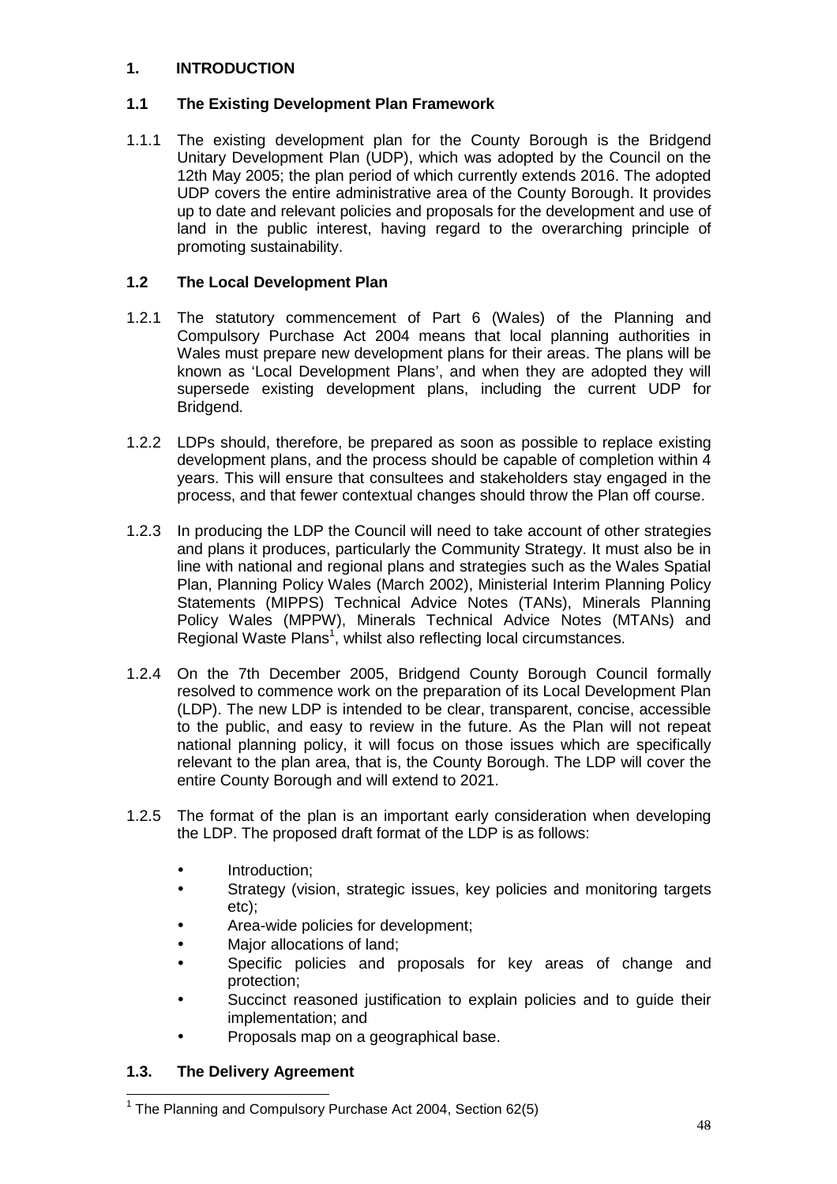## 1. INTRODUCTION

### 1.1 The Existing Development Plan Framework

1.1.1 The existing development plan for the County Borough is the Bridgend Unitary Development Plan (UDP), which was adopted by the Council on the 12th May 2005; the plan period of which currently extends 2016. The adopted UDP covers the entire administrative area of the County Borough. It provides up to date and relevant policies and proposals for the development and use of land in the public interest, having regard to the overarching principle of promoting sustainability.

### 1.2 The Local Development Plan

1.2.1 The statutory commencement of Part 6 (Wales) of the Planning and Compulsory Purchase Act 2004 means that local planning authorities in Wales must prepare new development plans for their areas. The plans will be known as 'Local Development Plans', and when they are adopted they will supersede existing development plans, including the current UDP for Bridgend.

1.2.2 LDPs should, therefore, be prepared as soon as possible to replace existing development plans, and the process should be capable of completion within 4 years. This will ensure that consultees and stakeholders stay engaged in the process, and that fewer contextual changes should throw the Plan off course.

1.2.3 In producing the LDP the Council will need to take account of other strategies and plans it produces, particularly the Community Strategy. It must also be in line with national and regional plans and strategies such as the Wales Spatial Plan, Planning Policy Wales (March 2002), Ministerial Interim Planning Policy Statements (MIPPS) Technical Advice Notes (TANs), Minerals Planning Policy Wales (MPPW), Minerals Technical Advice Notes (MTANs) and Regional Waste Plans[1], whilst also reflecting local circumstances.

1.2.4 On the 7th December 2005, Bridgend County Borough Council formally resolved to commence work on the preparation of its Local Development Plan (LDP). The new LDP is intended to be clear, transparent, concise, accessible to the public, and easy to review in the future. As the Plan will not repeat national planning policy, it will focus on those issues which are specifically relevant to the plan area, that is, the County Borough. The LDP will cover the entire County Borough and will extend to 2021.

1.2.5 The format of the plan is an important early consideration when developing the LDP. The proposed draft format of the LDP is as follows:

- Introduction;
- Strategy (vision, strategic issues, key policies and monitoring targets etc);
- Area-wide policies for development;
- Major allocations of land;
- Specific policies and proposals for key areas of change and protection;
- Succinct reasoned justification to explain policies and to guide their implementation; and
- Proposals map on a geographical base.

### 1.3. The Delivery Agreement

[1] The Planning and Compulsory Purchase Act 2004, Section 62(5)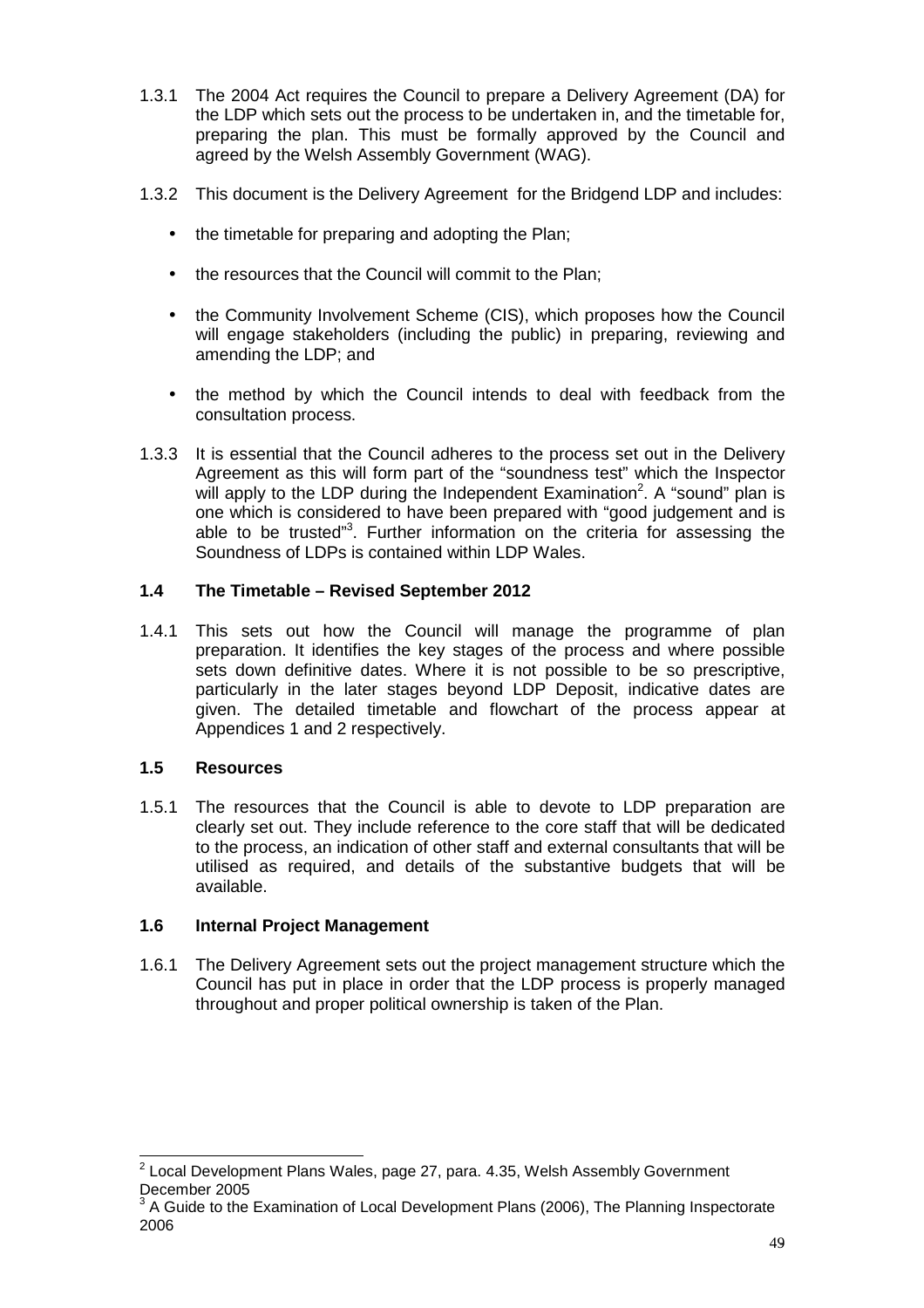1.3.1 The 2004 Act requires the Council to prepare a Delivery Agreement (DA) for the LDP which sets out the process to be undertaken in, and the timetable for, preparing the plan. This must be formally approved by the Council and agreed by the Welsh Assembly Government (WAG).

1.3.2 This document is the Delivery Agreement for the Bridgend LDP and includes:

- the timetable for preparing and adopting the Plan;
- the resources that the Council will commit to the Plan;
- the Community Involvement Scheme (CIS), which proposes how the Council will engage stakeholders (including the public) in preparing, reviewing and amending the LDP; and
- the method by which the Council intends to deal with feedback from the consultation process.

1.3.3 It is essential that the Council adheres to the process set out in the Delivery Agreement as this will form part of the "soundness test" which the Inspector will apply to the LDP during the Independent Examination[2]. A "sound" plan is one which is considered to have been prepared with "good judgement and is able to be trusted"[3]. Further information on the criteria for assessing the Soundness of LDPs is contained within LDP Wales.

### 1.4 The Timetable – Revised September 2012

1.4.1 This sets out how the Council will manage the programme of plan preparation. It identifies the key stages of the process and where possible sets down definitive dates. Where it is not possible to be so prescriptive, particularly in the later stages beyond LDP Deposit, indicative dates are given. The detailed timetable and flowchart of the process appear at Appendices 1 and 2 respectively.

### 1.5 Resources

1.5.1 The resources that the Council is able to devote to LDP preparation are clearly set out. They include reference to the core staff that will be dedicated to the process, an indication of other staff and external consultants that will be utilised as required, and details of the substantive budgets that will be available.

### 1.6 Internal Project Management

1.6.1 The Delivery Agreement sets out the project management structure which the Council has put in place in order that the LDP process is properly managed throughout and proper political ownership is taken of the Plan.

---

[2] Local Development Plans Wales, page 27, para. 4.35, Welsh Assembly Government December 2005

[3] A Guide to the Examination of Local Development Plans (2006), The Planning Inspectorate 2006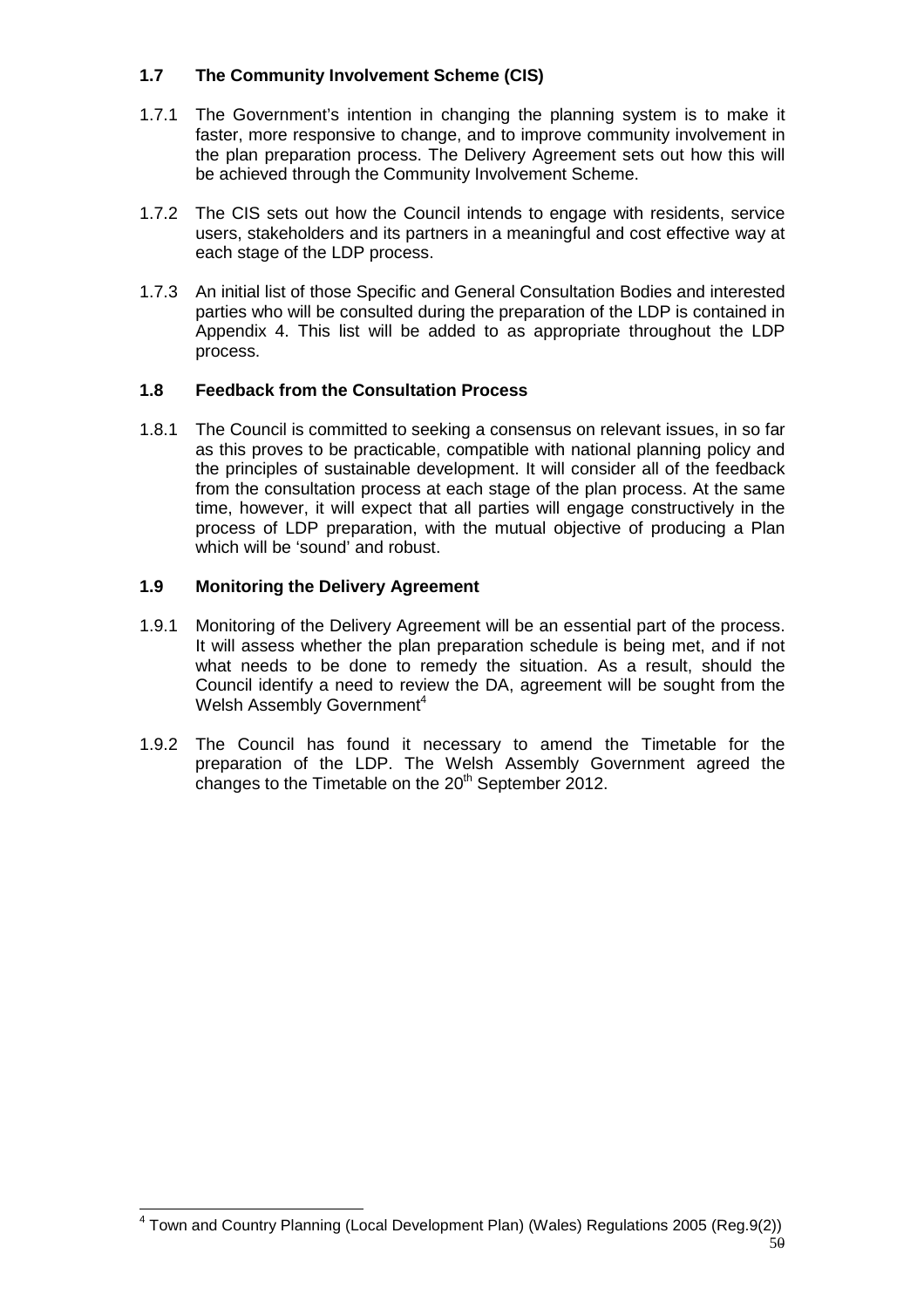## 1.7 The Community Involvement Scheme (CIS)

1.7.1 The Government's intention in changing the planning system is to make it faster, more responsive to change, and to improve community involvement in the plan preparation process. The Delivery Agreement sets out how this will be achieved through the Community Involvement Scheme.

1.7.2 The CIS sets out how the Council intends to engage with residents, service users, stakeholders and its partners in a meaningful and cost effective way at each stage of the LDP process.

1.7.3 An initial list of those Specific and General Consultation Bodies and interested parties who will be consulted during the preparation of the LDP is contained in Appendix 4. This list will be added to as appropriate throughout the LDP process.

## 1.8 Feedback from the Consultation Process

1.8.1 The Council is committed to seeking a consensus on relevant issues, in so far as this proves to be practicable, compatible with national planning policy and the principles of sustainable development. It will consider all of the feedback from the consultation process at each stage of the plan process. At the same time, however, it will expect that all parties will engage constructively in the process of LDP preparation, with the mutual objective of producing a Plan which will be 'sound' and robust.

## 1.9 Monitoring the Delivery Agreement

1.9.1 Monitoring of the Delivery Agreement will be an essential part of the process. It will assess whether the plan preparation schedule is being met, and if not what needs to be done to remedy the situation. As a result, should the Council identify a need to review the DA, agreement will be sought from the Welsh Assembly Government[4]

1.9.2 The Council has found it necessary to amend the Timetable for the preparation of the LDP. The Welsh Assembly Government agreed the changes to the Timetable on the 20th September 2012.

---

[4] Town and Country Planning (Local Development Plan) (Wales) Regulations 2005 (Reg.9(2))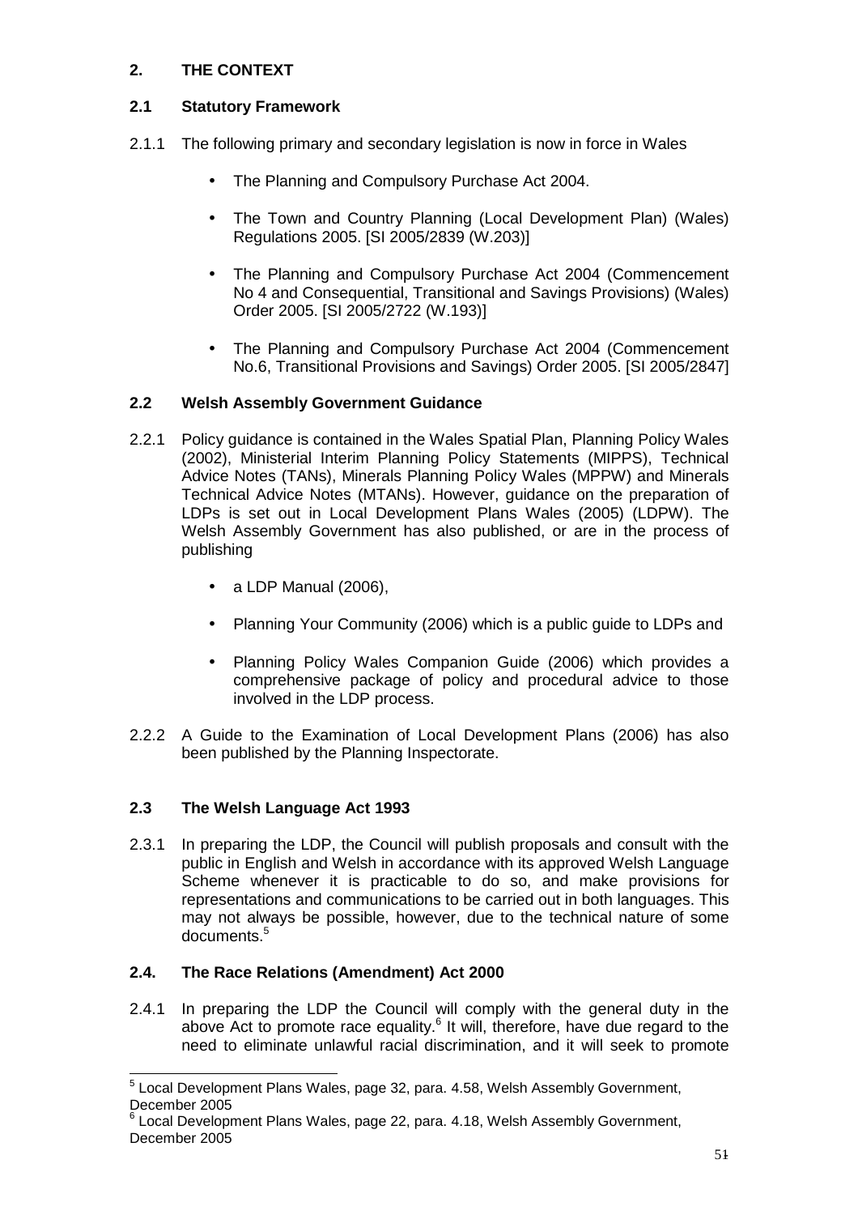## 2. THE CONTEXT

### 2.1 Statutory Framework

2.1.1 The following primary and secondary legislation is now in force in Wales

- The Planning and Compulsory Purchase Act 2004.
- The Town and Country Planning (Local Development Plan) (Wales) Regulations 2005. [SI 2005/2839 (W.203)]
- The Planning and Compulsory Purchase Act 2004 (Commencement No 4 and Consequential, Transitional and Savings Provisions) (Wales) Order 2005. [SI 2005/2722 (W.193)]
- The Planning and Compulsory Purchase Act 2004 (Commencement No.6, Transitional Provisions and Savings) Order 2005. [SI 2005/2847]

### 2.2 Welsh Assembly Government Guidance

2.2.1 Policy guidance is contained in the Wales Spatial Plan, Planning Policy Wales (2002), Ministerial Interim Planning Policy Statements (MIPPS), Technical Advice Notes (TANs), Minerals Planning Policy Wales (MPPW) and Minerals Technical Advice Notes (MTANs). However, guidance on the preparation of LDPs is set out in Local Development Plans Wales (2005) (LDPW). The Welsh Assembly Government has also published, or are in the process of publishing

- a LDP Manual (2006),
- Planning Your Community (2006) which is a public guide to LDPs and
- Planning Policy Wales Companion Guide (2006) which provides a comprehensive package of policy and procedural advice to those involved in the LDP process.

2.2.2 A Guide to the Examination of Local Development Plans (2006) has also been published by the Planning Inspectorate.

### 2.3 The Welsh Language Act 1993

2.3.1 In preparing the LDP, the Council will publish proposals and consult with the public in English and Welsh in accordance with its approved Welsh Language Scheme whenever it is practicable to do so, and make provisions for representations and communications to be carried out in both languages. This may not always be possible, however, due to the technical nature of some documents.[5]

### 2.4. The Race Relations (Amendment) Act 2000

2.4.1 In preparing the LDP the Council will comply with the general duty in the above Act to promote race equality.[6] It will, therefore, have due regard to the need to eliminate unlawful racial discrimination, and it will seek to promote

---

[5] Local Development Plans Wales, page 32, para. 4.58, Welsh Assembly Government, December 2005

[6] Local Development Plans Wales, page 22, para. 4.18, Welsh Assembly Government, December 2005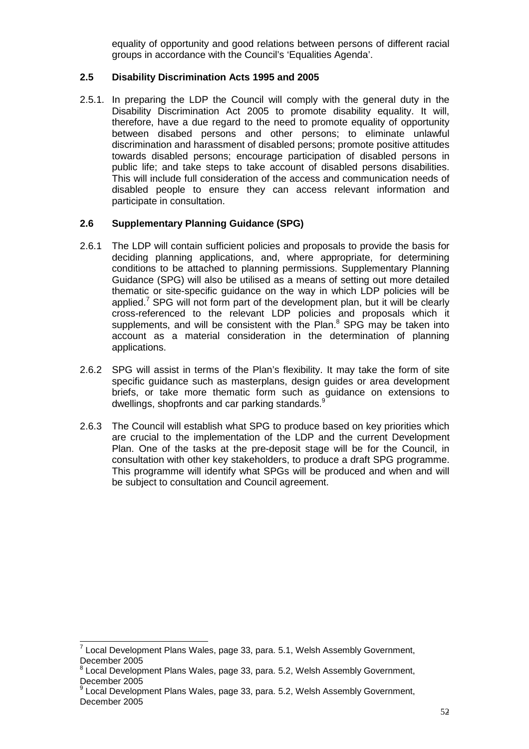equality of opportunity and good relations between persons of different racial groups in accordance with the Council's 'Equalities Agenda'.

### 2.5 Disability Discrimination Acts 1995 and 2005

2.5.1. In preparing the LDP the Council will comply with the general duty in the Disability Discrimination Act 2005 to promote disability equality. It will, therefore, have a due regard to the need to promote equality of opportunity between disabed persons and other persons; to eliminate unlawful discrimination and harassment of disabled persons; promote positive attitudes towards disabled persons; encourage participation of disabled persons in public life; and take steps to take account of disabled persons disabilities. This will include full consideration of the access and communication needs of disabled people to ensure they can access relevant information and participate in consultation.

### 2.6 Supplementary Planning Guidance (SPG)

2.6.1 The LDP will contain sufficient policies and proposals to provide the basis for deciding planning applications, and, where appropriate, for determining conditions to be attached to planning permissions. Supplementary Planning Guidance (SPG) will also be utilised as a means of setting out more detailed thematic or site-specific guidance on the way in which LDP policies will be applied.[7] SPG will not form part of the development plan, but it will be clearly cross-referenced to the relevant LDP policies and proposals which it supplements, and will be consistent with the Plan.[8] SPG may be taken into account as a material consideration in the determination of planning applications.

2.6.2 SPG will assist in terms of the Plan's flexibility. It may take the form of site specific guidance such as masterplans, design guides or area development briefs, or take more thematic form such as guidance on extensions to dwellings, shopfronts and car parking standards.[9]

2.6.3 The Council will establish what SPG to produce based on key priorities which are crucial to the implementation of the LDP and the current Development Plan. One of the tasks at the pre-deposit stage will be for the Council, in consultation with other key stakeholders, to produce a draft SPG programme. This programme will identify what SPGs will be produced and when and will be subject to consultation and Council agreement.

---

[7] Local Development Plans Wales, page 33, para. 5.1, Welsh Assembly Government, December 2005

[8] Local Development Plans Wales, page 33, para. 5.2, Welsh Assembly Government, December 2005

[9] Local Development Plans Wales, page 33, para. 5.2, Welsh Assembly Government, December 2005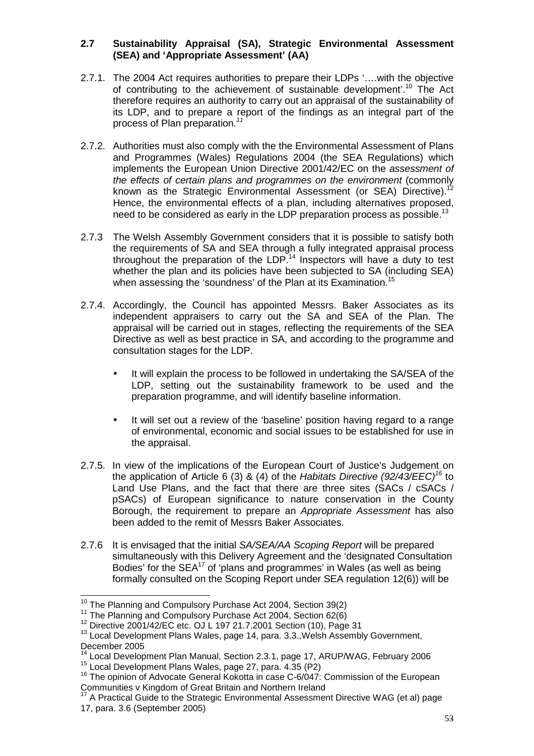## 2.7 Sustainability Appraisal (SA), Strategic Environmental Assessment (SEA) and 'Appropriate Assessment' (AA)

2.7.1. The 2004 Act requires authorities to prepare their LDPs '….with the objective of contributing to the achievement of sustainable development'.[10] The Act therefore requires an authority to carry out an appraisal of the sustainability of its LDP, and to prepare a report of the findings as an integral part of the process of Plan preparation.[11]

2.7.2. Authorities must also comply with the the Environmental Assessment of Plans and Programmes (Wales) Regulations 2004 (the SEA Regulations) which implements the European Union Directive 2001/42/EC on the *assessment of the effects of certain plans and programmes on the environment* (commonly known as the Strategic Environmental Assessment (or SEA) Directive).[12] Hence, the environmental effects of a plan, including alternatives proposed, need to be considered as early in the LDP preparation process as possible.[13]

2.7.3 The Welsh Assembly Government considers that it is possible to satisfy both the requirements of SA and SEA through a fully integrated appraisal process throughout the preparation of the LDP.[14] Inspectors will have a duty to test whether the plan and its policies have been subjected to SA (including SEA) when assessing the 'soundness' of the Plan at its Examination.[15]

2.7.4. Accordingly, the Council has appointed Messrs. Baker Associates as its independent appraisers to carry out the SA and SEA of the Plan. The appraisal will be carried out in stages, reflecting the requirements of the SEA Directive as well as best practice in SA, and according to the programme and consultation stages for the LDP.

- It will explain the process to be followed in undertaking the SA/SEA of the LDP, setting out the sustainability framework to be used and the preparation programme, and will identify baseline information.
- It will set out a review of the 'baseline' position having regard to a range of environmental, economic and social issues to be established for use in the appraisal.

2.7.5. In view of the implications of the European Court of Justice's Judgement on the application of Article 6 (3) & (4) of the *Habitats Directive (92/43/EEC)*[16] to Land Use Plans, and the fact that there are three sites (SACs / cSACs / pSACs) of European significance to nature conservation in the County Borough, the requirement to prepare an *Appropriate Assessment* has also been added to the remit of Messrs Baker Associates.

2.7.6 It is envisaged that the initial *SA/SEA/AA Scoping Report* will be prepared simultaneously with this Delivery Agreement and the 'designated Consultation Bodies' for the SEA[17] of 'plans and programmes' in Wales (as well as being formally consulted on the Scoping Report under SEA regulation 12(6)) will be

---

[10] The Planning and Compulsory Purchase Act 2004, Section 39(2)

[11] The Planning and Compulsory Purchase Act 2004, Section 62(6)

[12] Directive 2001/42/EC etc. OJ L 197 21.7.2001 Section (10), Page 31

[13] Local Development Plans Wales, page 14, para. 3.3.,Welsh Assembly Government, December 2005

[14] Local Development Plan Manual, Section 2.3.1, page 17, ARUP/WAG, February 2006

[15] Local Development Plans Wales, page 27, para. 4.35 (P2)

[16] The opinion of Advocate General Kokotta in case C-6/047: Commission of the European Communities v Kingdom of Great Britain and Northern Ireland

[17] A Practical Guide to the Strategic Environmental Assessment Directive WAG (et al) page 17, para. 3.6 (September 2005)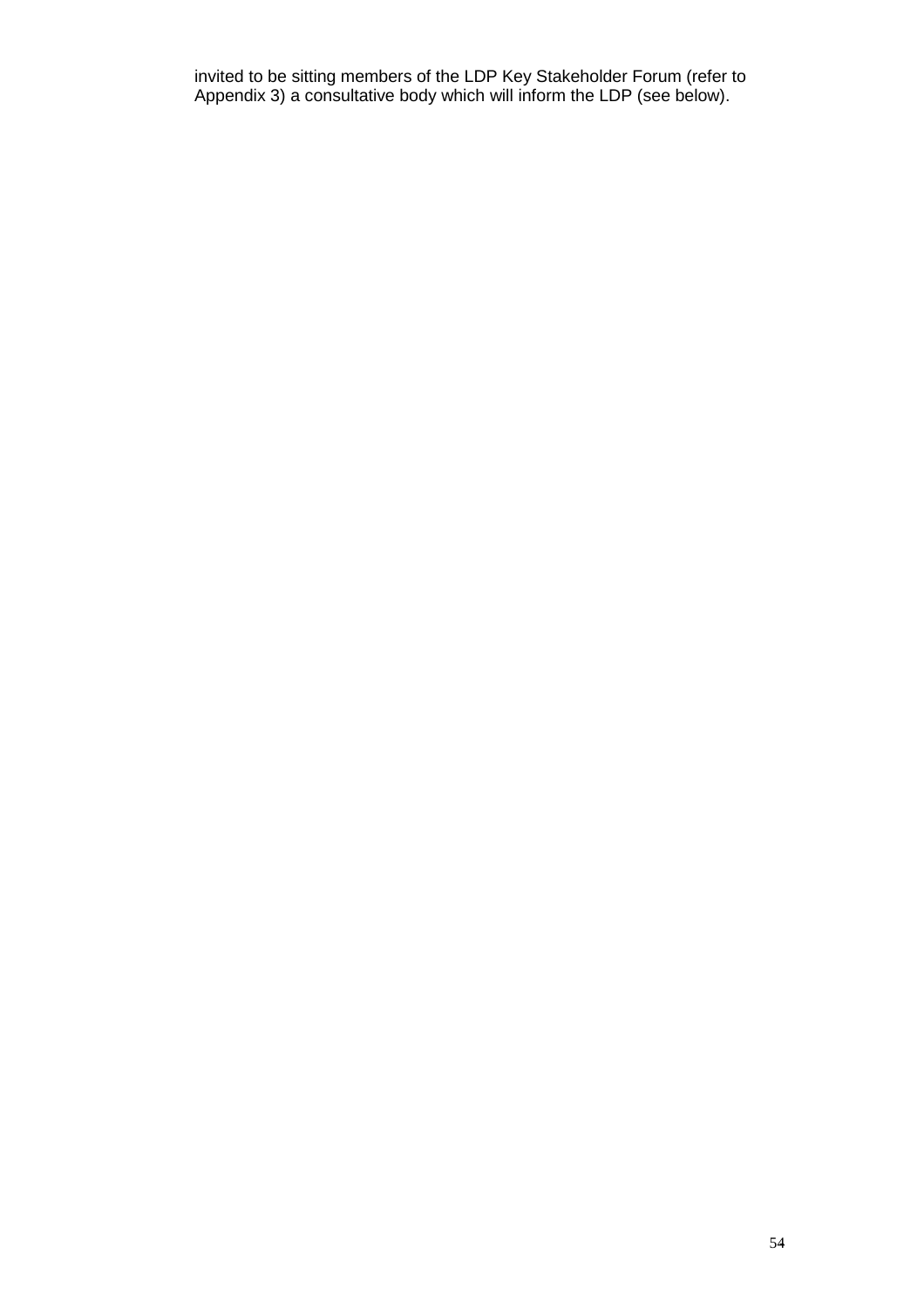invited to be sitting members of the LDP Key Stakeholder Forum (refer to Appendix 3) a consultative body which will inform the LDP (see below).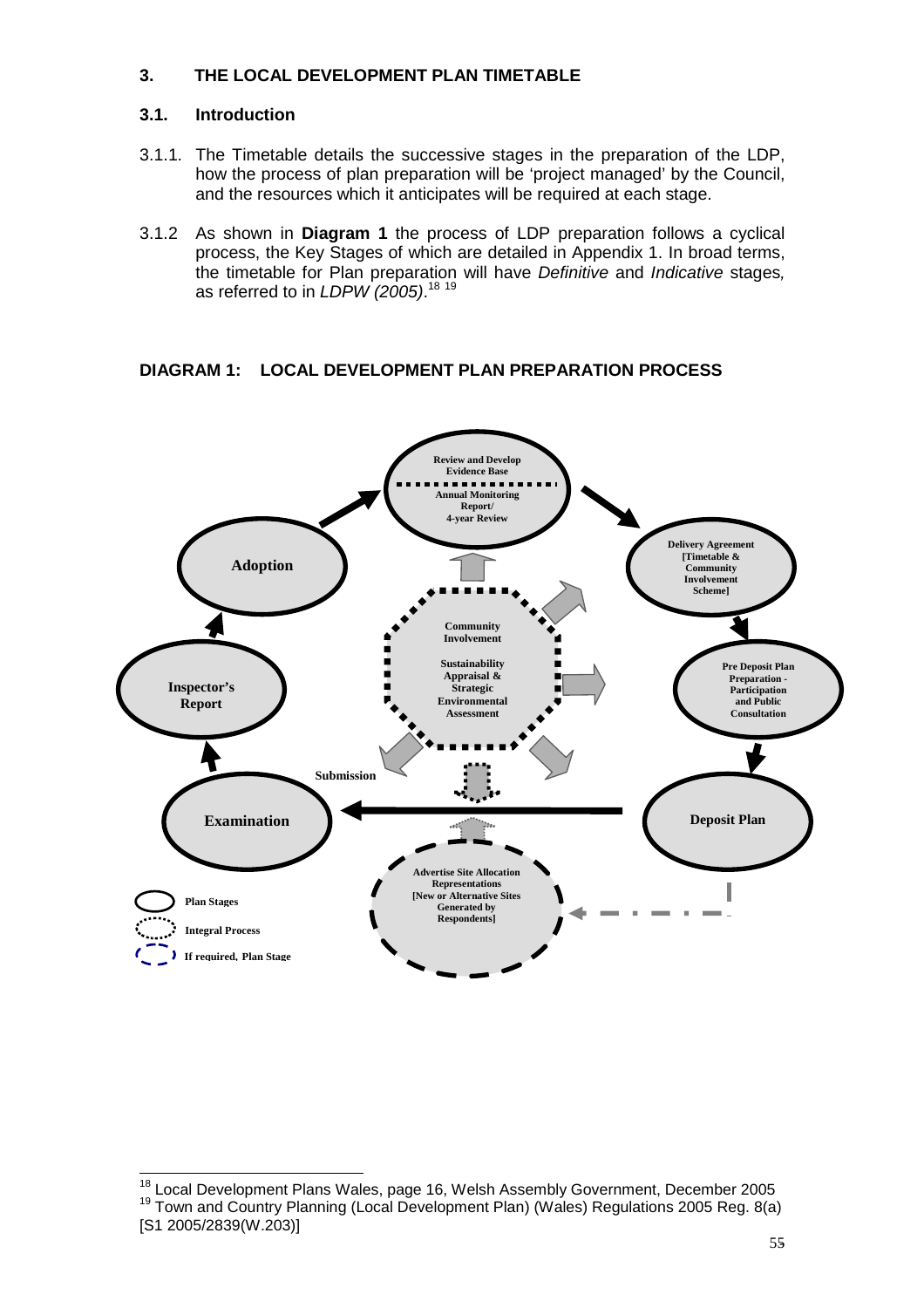## 3. THE LOCAL DEVELOPMENT PLAN TIMETABLE

### 3.1. Introduction

3.1.1. The Timetable details the successive stages in the preparation of the LDP, how the process of plan preparation will be 'project managed' by the Council, and the resources which it anticipates will be required at each stage.

3.1.2 As shown in **Diagram 1** the process of LDP preparation follows a cyclical process, the Key Stages of which are detailed in Appendix 1. In broad terms, the timetable for Plan preparation will have *Definitive* and *Indicative* stages, as referred to in *LDPW (2005)*.[18] [19]

**DIAGRAM 1: LOCAL DEVELOPMENT PLAN PREPARATION PROCESS**

Review and Develop Evidence Base
Annual Monitoring Report/ 4-year Review

Delivery Agreement [Timetable & Community Involvement Scheme]

Pre Deposit Plan Preparation - Participation and Public Consultation

Deposit Plan

Submission

Examination

Inspector's Report

Adoption

Community Involvement

Sustainability Appraisal & Strategic Environmental Assessment

Advertise Site Allocation Representations [New or Alternative Sites Generated by Respondents]

Plan Stages

Integral Process

If required, Plan Stage

---

[18] Local Development Plans Wales, page 16, Welsh Assembly Government, December 2005

[19] Town and Country Planning (Local Development Plan) (Wales) Regulations 2005 Reg. 8(a) [S1 2005/2839(W.203)]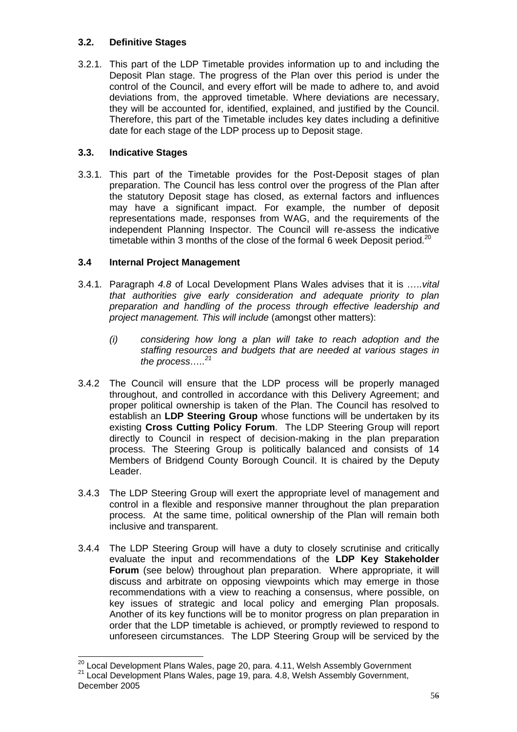### 3.2. Definitive Stages

3.2.1. This part of the LDP Timetable provides information up to and including the Deposit Plan stage. The progress of the Plan over this period is under the control of the Council, and every effort will be made to adhere to, and avoid deviations from, the approved timetable. Where deviations are necessary, they will be accounted for, identified, explained, and justified by the Council. Therefore, this part of the Timetable includes key dates including a definitive date for each stage of the LDP process up to Deposit stage.

### 3.3. Indicative Stages

3.3.1. This part of the Timetable provides for the Post-Deposit stages of plan preparation. The Council has less control over the progress of the Plan after the statutory Deposit stage has closed, as external factors and influences may have a significant impact. For example, the number of deposit representations made, responses from WAG, and the requirements of the independent Planning Inspector. The Council will re-assess the indicative timetable within 3 months of the close of the formal 6 week Deposit period.[20]

### 3.4 Internal Project Management

3.4.1. Paragraph *4.8* of Local Development Plans Wales advises that it is *…..vital that authorities give early consideration and adequate priority to plan preparation and handling of the process through effective leadership and project management. This will include* (amongst other matters):

> *(i) considering how long a plan will take to reach adoption and the staffing resources and budgets that are needed at various stages in the process…..*[21]

3.4.2 The Council will ensure that the LDP process will be properly managed throughout, and controlled in accordance with this Delivery Agreement; and proper political ownership is taken of the Plan. The Council has resolved to establish an **LDP Steering Group** whose functions will be undertaken by its existing **Cross Cutting Policy Forum**. The LDP Steering Group will report directly to Council in respect of decision-making in the plan preparation process. The Steering Group is politically balanced and consists of 14 Members of Bridgend County Borough Council. It is chaired by the Deputy Leader.

3.4.3 The LDP Steering Group will exert the appropriate level of management and control in a flexible and responsive manner throughout the plan preparation process. At the same time, political ownership of the Plan will remain both inclusive and transparent.

3.4.4 The LDP Steering Group will have a duty to closely scrutinise and critically evaluate the input and recommendations of the **LDP Key Stakeholder Forum** (see below) throughout plan preparation. Where appropriate, it will discuss and arbitrate on opposing viewpoints which may emerge in those recommendations with a view to reaching a consensus, where possible, on key issues of strategic and local policy and emerging Plan proposals. Another of its key functions will be to monitor progress on plan preparation in order that the LDP timetable is achieved, or promptly reviewed to respond to unforeseen circumstances. The LDP Steering Group will be serviced by the

---

[20] Local Development Plans Wales, page 20, para. 4.11, Welsh Assembly Government

[21] Local Development Plans Wales, page 19, para. 4.8, Welsh Assembly Government, December 2005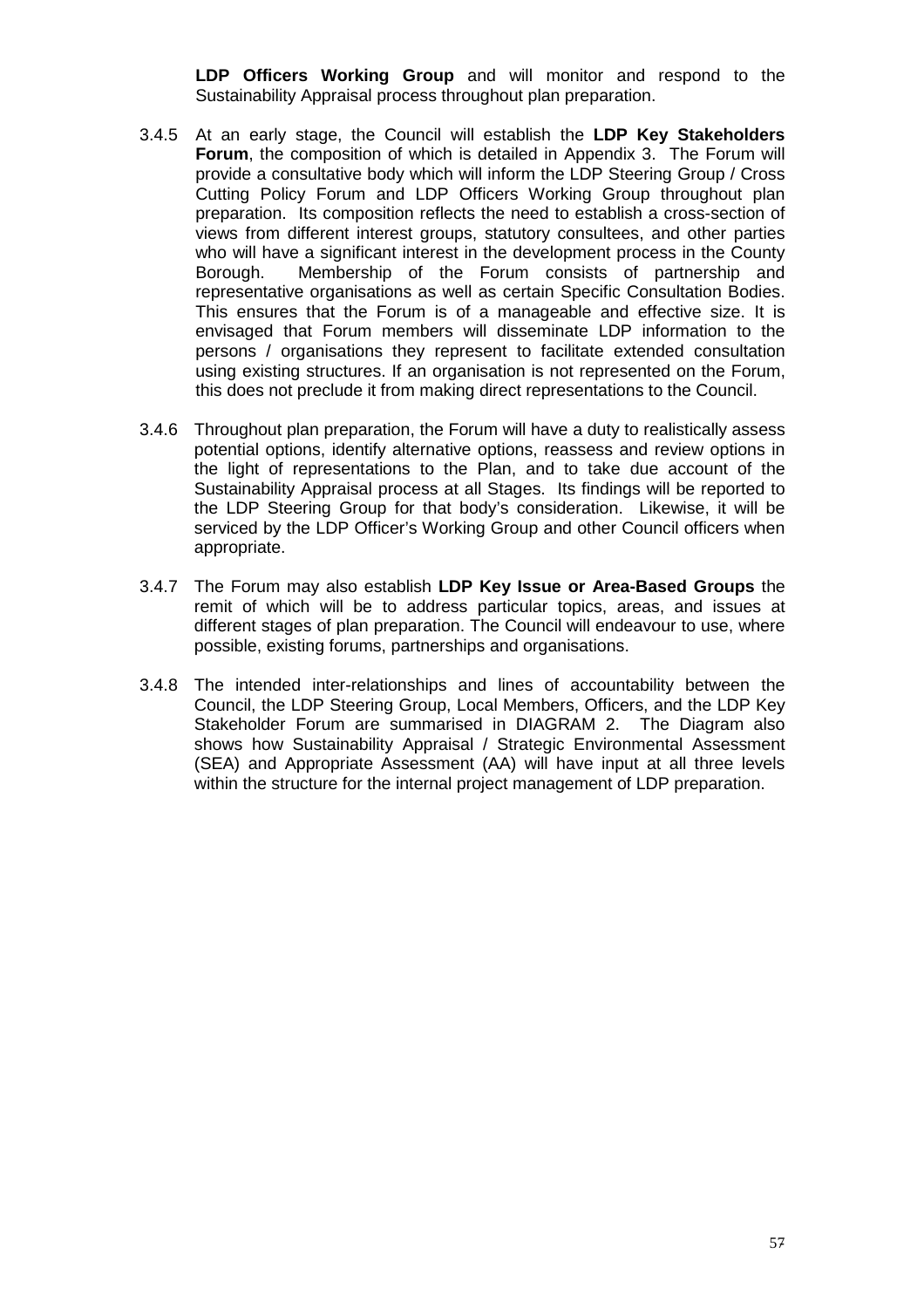**LDP Officers Working Group** and will monitor and respond to the Sustainability Appraisal process throughout plan preparation.

3.4.5 At an early stage, the Council will establish the **LDP Key Stakeholders Forum**, the composition of which is detailed in Appendix 3. The Forum will provide a consultative body which will inform the LDP Steering Group / Cross Cutting Policy Forum and LDP Officers Working Group throughout plan preparation. Its composition reflects the need to establish a cross-section of views from different interest groups, statutory consultees, and other parties who will have a significant interest in the development process in the County Borough. Membership of the Forum consists of partnership and representative organisations as well as certain Specific Consultation Bodies. This ensures that the Forum is of a manageable and effective size. It is envisaged that Forum members will disseminate LDP information to the persons / organisations they represent to facilitate extended consultation using existing structures. If an organisation is not represented on the Forum, this does not preclude it from making direct representations to the Council.

3.4.6 Throughout plan preparation, the Forum will have a duty to realistically assess potential options, identify alternative options, reassess and review options in the light of representations to the Plan, and to take due account of the Sustainability Appraisal process at all Stages. Its findings will be reported to the LDP Steering Group for that body's consideration. Likewise, it will be serviced by the LDP Officer's Working Group and other Council officers when appropriate.

3.4.7 The Forum may also establish **LDP Key Issue or Area-Based Groups** the remit of which will be to address particular topics, areas, and issues at different stages of plan preparation. The Council will endeavour to use, where possible, existing forums, partnerships and organisations.

3.4.8 The intended inter-relationships and lines of accountability between the Council, the LDP Steering Group, Local Members, Officers, and the LDP Key Stakeholder Forum are summarised in DIAGRAM 2. The Diagram also shows how Sustainability Appraisal / Strategic Environmental Assessment (SEA) and Appropriate Assessment (AA) will have input at all three levels within the structure for the internal project management of LDP preparation.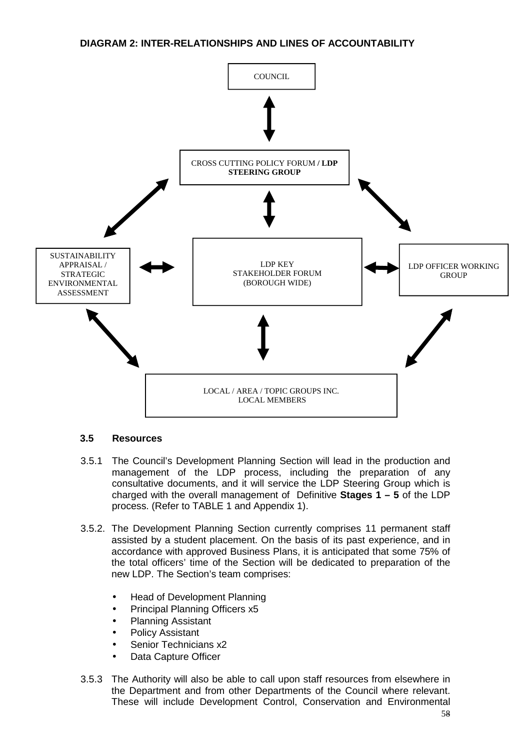**DIAGRAM 2: INTER-RELATIONSHIPS AND LINES OF ACCOUNTABILITY**

COUNCIL

CROSS CUTTING POLICY FORUM / **LDP STEERING GROUP**

SUSTAINABILITY APPRAISAL / STRATEGIC ENVIRONMENTAL ASSESSMENT

LDP KEY STAKEHOLDER FORUM (BOROUGH WIDE)

LDP OFFICER WORKING GROUP

LOCAL / AREA / TOPIC GROUPS INC. LOCAL MEMBERS

### 3.5 Resources

3.5.1 The Council's Development Planning Section will lead in the production and management of the LDP process, including the preparation of any consultative documents, and it will service the LDP Steering Group which is charged with the overall management of Definitive **Stages 1 – 5** of the LDP process. (Refer to TABLE 1 and Appendix 1).

3.5.2. The Development Planning Section currently comprises 11 permanent staff assisted by a student placement. On the basis of its past experience, and in accordance with approved Business Plans, it is anticipated that some 75% of the total officers' time of the Section will be dedicated to preparation of the new LDP. The Section's team comprises:

- Head of Development Planning
- Principal Planning Officers x5
- Planning Assistant
- Policy Assistant
- Senior Technicians x2
- Data Capture Officer

3.5.3 The Authority will also be able to call upon staff resources from elsewhere in the Department and from other Departments of the Council where relevant. These will include Development Control, Conservation and Environmental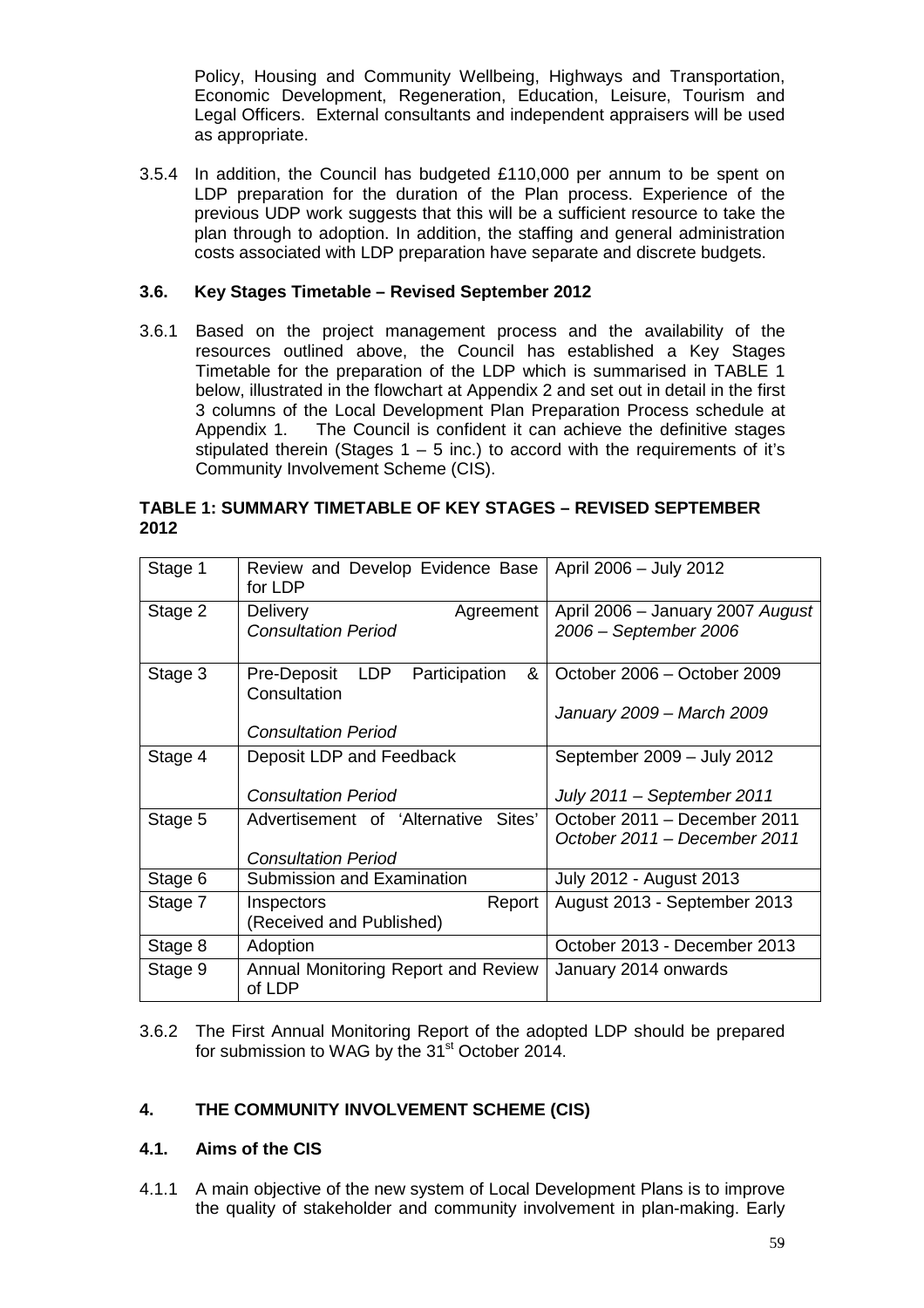Policy, Housing and Community Wellbeing, Highways and Transportation, Economic Development, Regeneration, Education, Leisure, Tourism and Legal Officers. External consultants and independent appraisers will be used as appropriate.

3.5.4 In addition, the Council has budgeted £110,000 per annum to be spent on LDP preparation for the duration of the Plan process. Experience of the previous UDP work suggests that this will be a sufficient resource to take the plan through to adoption. In addition, the staffing and general administration costs associated with LDP preparation have separate and discrete budgets.

### 3.6. Key Stages Timetable – Revised September 2012

3.6.1 Based on the project management process and the availability of the resources outlined above, the Council has established a Key Stages Timetable for the preparation of the LDP which is summarised in TABLE 1 below, illustrated in the flowchart at Appendix 2 and set out in detail in the first 3 columns of the Local Development Plan Preparation Process schedule at Appendix 1. The Council is confident it can achieve the definitive stages stipulated therein (Stages 1 – 5 inc.) to accord with the requirements of it's Community Involvement Scheme (CIS).

**TABLE 1: SUMMARY TIMETABLE OF KEY STAGES – REVISED SEPTEMBER 2012**

| Stage 1 | Review and Develop Evidence Base for LDP | April 2006 – July 2012 |
|---|---|---|
| Stage 2 | Delivery Agreement<br>*Consultation Period* | April 2006 – January 2007 *August 2006 – September 2006* |
| Stage 3 | Pre-Deposit LDP Participation & Consultation<br>*Consultation Period* | October 2006 – October 2009<br>*January 2009 – March 2009* |
| Stage 4 | Deposit LDP and Feedback<br>*Consultation Period* | September 2009 – July 2012<br>*July 2011 – September 2011* |
| Stage 5 | Advertisement of 'Alternative Sites'<br>*Consultation Period* | October 2011 – December 2011<br>*October 2011 – December 2011* |
| Stage 6 | Submission and Examination | July 2012 - August 2013 |
| Stage 7 | Inspectors Report (Received and Published) | August 2013 - September 2013 |
| Stage 8 | Adoption | October 2013 - December 2013 |
| Stage 9 | Annual Monitoring Report and Review of LDP | January 2014 onwards |

3.6.2 The First Annual Monitoring Report of the adopted LDP should be prepared for submission to WAG by the 31st October 2014.

## 4. THE COMMUNITY INVOLVEMENT SCHEME (CIS)

### 4.1. Aims of the CIS

4.1.1 A main objective of the new system of Local Development Plans is to improve the quality of stakeholder and community involvement in plan-making. Early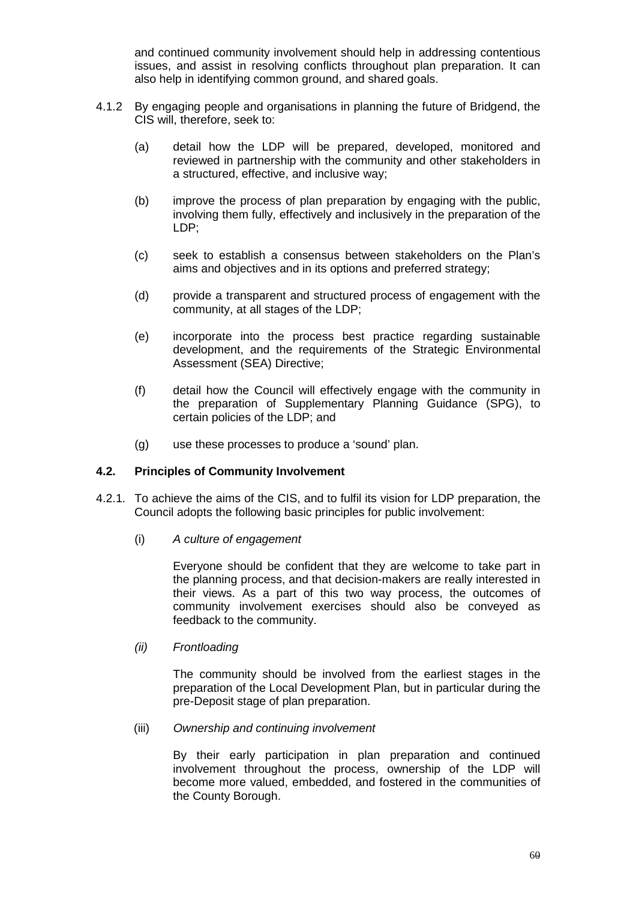and continued community involvement should help in addressing contentious issues, and assist in resolving conflicts throughout plan preparation. It can also help in identifying common ground, and shared goals.

4.1.2 By engaging people and organisations in planning the future of Bridgend, the CIS will, therefore, seek to:

(a) detail how the LDP will be prepared, developed, monitored and reviewed in partnership with the community and other stakeholders in a structured, effective, and inclusive way;

(b) improve the process of plan preparation by engaging with the public, involving them fully, effectively and inclusively in the preparation of the LDP;

(c) seek to establish a consensus between stakeholders on the Plan's aims and objectives and in its options and preferred strategy;

(d) provide a transparent and structured process of engagement with the community, at all stages of the LDP;

(e) incorporate into the process best practice regarding sustainable development, and the requirements of the Strategic Environmental Assessment (SEA) Directive;

(f) detail how the Council will effectively engage with the community in the preparation of Supplementary Planning Guidance (SPG), to certain policies of the LDP; and

(g) use these processes to produce a 'sound' plan.

### 4.2. Principles of Community Involvement

4.2.1. To achieve the aims of the CIS, and to fulfil its vision for LDP preparation, the Council adopts the following basic principles for public involvement:

(i) *A culture of engagement*

Everyone should be confident that they are welcome to take part in the planning process, and that decision-makers are really interested in their views. As a part of this two way process, the outcomes of community involvement exercises should also be conveyed as feedback to the community.

*(ii) Frontloading*

The community should be involved from the earliest stages in the preparation of the Local Development Plan, but in particular during the pre-Deposit stage of plan preparation.

(iii) *Ownership and continuing involvement*

By their early participation in plan preparation and continued involvement throughout the process, ownership of the LDP will become more valued, embedded, and fostered in the communities of the County Borough.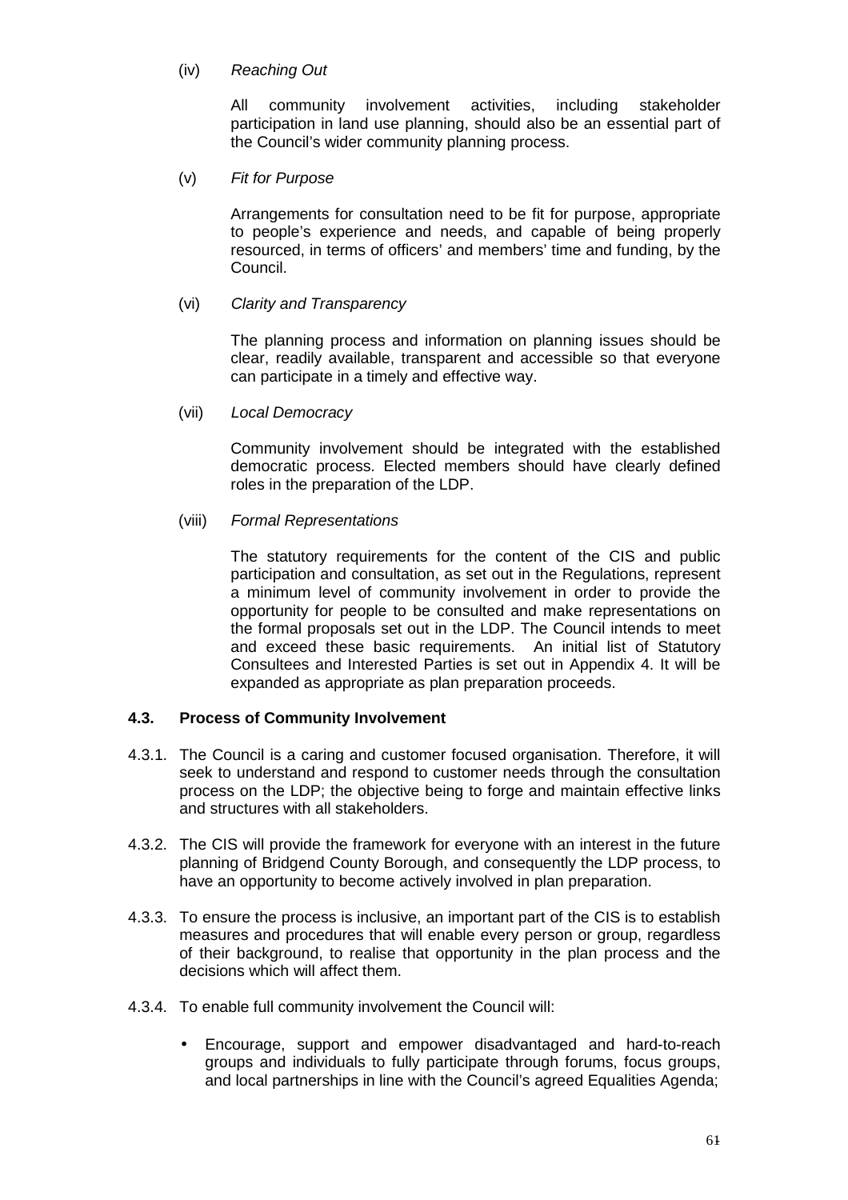(iv) *Reaching Out*

All community involvement activities, including stakeholder participation in land use planning, should also be an essential part of the Council's wider community planning process.

(v) *Fit for Purpose*

Arrangements for consultation need to be fit for purpose, appropriate to people's experience and needs, and capable of being properly resourced, in terms of officers' and members' time and funding, by the Council.

(vi) *Clarity and Transparency*

The planning process and information on planning issues should be clear, readily available, transparent and accessible so that everyone can participate in a timely and effective way.

(vii) *Local Democracy*

Community involvement should be integrated with the established democratic process. Elected members should have clearly defined roles in the preparation of the LDP.

(viii) *Formal Representations*

The statutory requirements for the content of the CIS and public participation and consultation, as set out in the Regulations, represent a minimum level of community involvement in order to provide the opportunity for people to be consulted and make representations on the formal proposals set out in the LDP. The Council intends to meet and exceed these basic requirements. An initial list of Statutory Consultees and Interested Parties is set out in Appendix 4. It will be expanded as appropriate as plan preparation proceeds.

### 4.3. Process of Community Involvement

4.3.1. The Council is a caring and customer focused organisation. Therefore, it will seek to understand and respond to customer needs through the consultation process on the LDP; the objective being to forge and maintain effective links and structures with all stakeholders.

4.3.2. The CIS will provide the framework for everyone with an interest in the future planning of Bridgend County Borough, and consequently the LDP process, to have an opportunity to become actively involved in plan preparation.

4.3.3. To ensure the process is inclusive, an important part of the CIS is to establish measures and procedures that will enable every person or group, regardless of their background, to realise that opportunity in the plan process and the decisions which will affect them.

4.3.4. To enable full community involvement the Council will:

- Encourage, support and empower disadvantaged and hard-to-reach groups and individuals to fully participate through forums, focus groups, and local partnerships in line with the Council's agreed Equalities Agenda;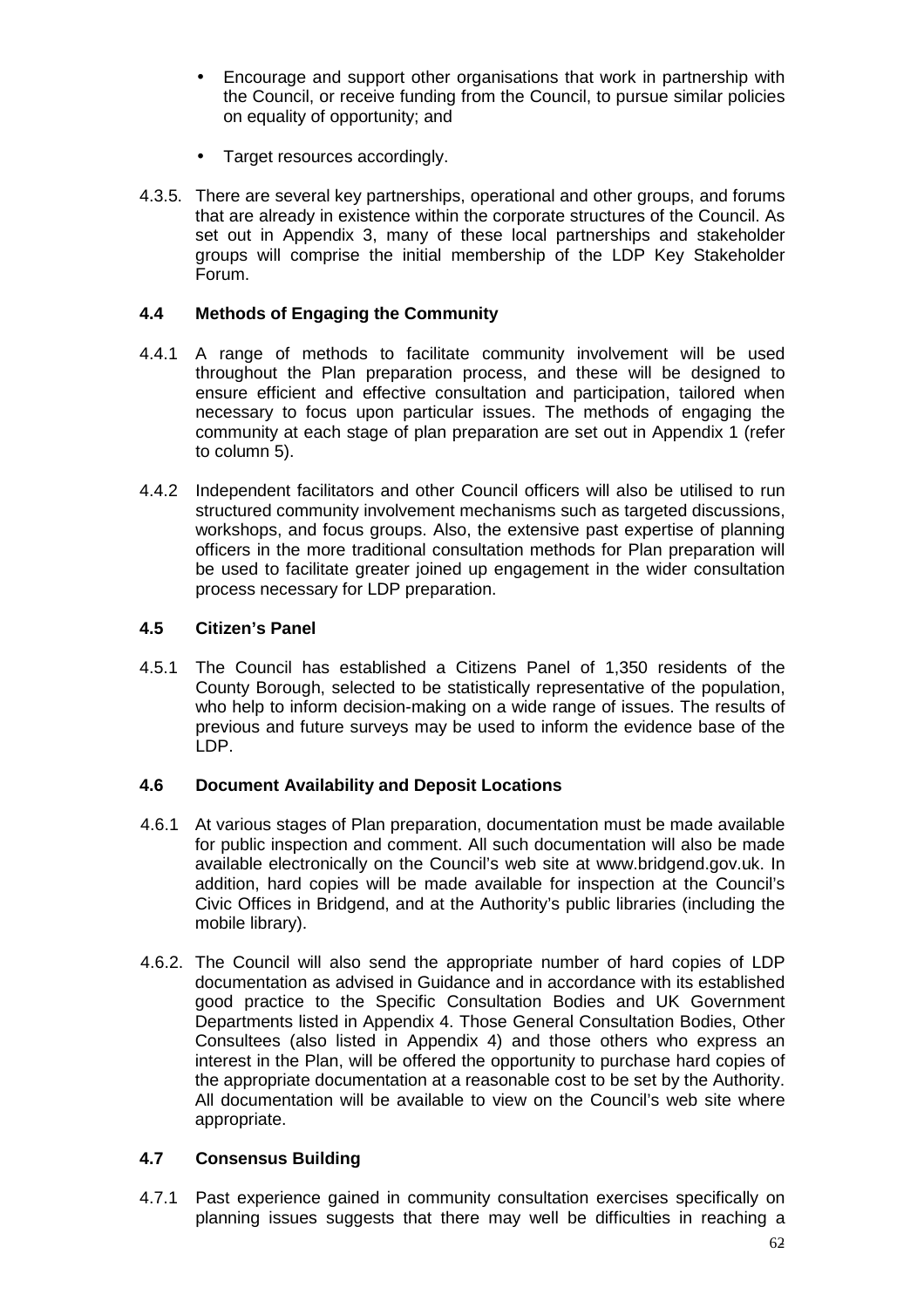- Encourage and support other organisations that work in partnership with the Council, or receive funding from the Council, to pursue similar policies on equality of opportunity; and
- Target resources accordingly.

4.3.5. There are several key partnerships, operational and other groups, and forums that are already in existence within the corporate structures of the Council. As set out in Appendix 3, many of these local partnerships and stakeholder groups will comprise the initial membership of the LDP Key Stakeholder Forum.

### 4.4 Methods of Engaging the Community

4.4.1 A range of methods to facilitate community involvement will be used throughout the Plan preparation process, and these will be designed to ensure efficient and effective consultation and participation, tailored when necessary to focus upon particular issues. The methods of engaging the community at each stage of plan preparation are set out in Appendix 1 (refer to column 5).

4.4.2 Independent facilitators and other Council officers will also be utilised to run structured community involvement mechanisms such as targeted discussions, workshops, and focus groups. Also, the extensive past expertise of planning officers in the more traditional consultation methods for Plan preparation will be used to facilitate greater joined up engagement in the wider consultation process necessary for LDP preparation.

### 4.5 Citizen's Panel

4.5.1 The Council has established a Citizens Panel of 1,350 residents of the County Borough, selected to be statistically representative of the population, who help to inform decision-making on a wide range of issues. The results of previous and future surveys may be used to inform the evidence base of the LDP.

### 4.6 Document Availability and Deposit Locations

4.6.1 At various stages of Plan preparation, documentation must be made available for public inspection and comment. All such documentation will also be made available electronically on the Council's web site at www.bridgend.gov.uk. In addition, hard copies will be made available for inspection at the Council's Civic Offices in Bridgend, and at the Authority's public libraries (including the mobile library).

4.6.2. The Council will also send the appropriate number of hard copies of LDP documentation as advised in Guidance and in accordance with its established good practice to the Specific Consultation Bodies and UK Government Departments listed in Appendix 4. Those General Consultation Bodies, Other Consultees (also listed in Appendix 4) and those others who express an interest in the Plan, will be offered the opportunity to purchase hard copies of the appropriate documentation at a reasonable cost to be set by the Authority. All documentation will be available to view on the Council's web site where appropriate.

### 4.7 Consensus Building

4.7.1 Past experience gained in community consultation exercises specifically on planning issues suggests that there may well be difficulties in reaching a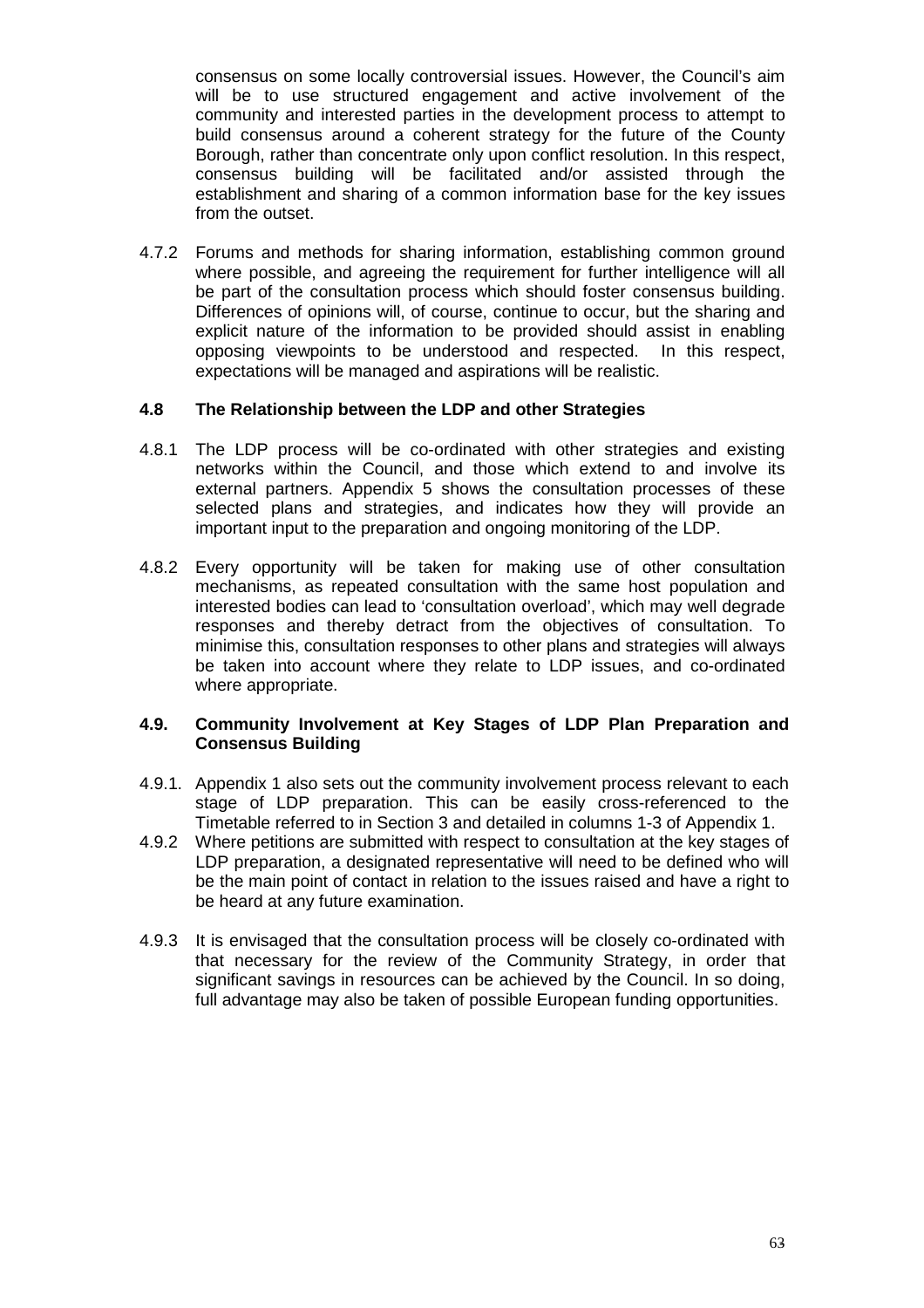consensus on some locally controversial issues. However, the Council's aim will be to use structured engagement and active involvement of the community and interested parties in the development process to attempt to build consensus around a coherent strategy for the future of the County Borough, rather than concentrate only upon conflict resolution. In this respect, consensus building will be facilitated and/or assisted through the establishment and sharing of a common information base for the key issues from the outset.

4.7.2 Forums and methods for sharing information, establishing common ground where possible, and agreeing the requirement for further intelligence will all be part of the consultation process which should foster consensus building. Differences of opinions will, of course, continue to occur, but the sharing and explicit nature of the information to be provided should assist in enabling opposing viewpoints to be understood and respected. In this respect, expectations will be managed and aspirations will be realistic.

### 4.8 The Relationship between the LDP and other Strategies

4.8.1 The LDP process will be co-ordinated with other strategies and existing networks within the Council, and those which extend to and involve its external partners. Appendix 5 shows the consultation processes of these selected plans and strategies, and indicates how they will provide an important input to the preparation and ongoing monitoring of the LDP.

4.8.2 Every opportunity will be taken for making use of other consultation mechanisms, as repeated consultation with the same host population and interested bodies can lead to 'consultation overload', which may well degrade responses and thereby detract from the objectives of consultation. To minimise this, consultation responses to other plans and strategies will always be taken into account where they relate to LDP issues, and co-ordinated where appropriate.

### 4.9. Community Involvement at Key Stages of LDP Plan Preparation and Consensus Building

4.9.1. Appendix 1 also sets out the community involvement process relevant to each stage of LDP preparation. This can be easily cross-referenced to the Timetable referred to in Section 3 and detailed in columns 1-3 of Appendix 1.

4.9.2 Where petitions are submitted with respect to consultation at the key stages of LDP preparation, a designated representative will need to be defined who will be the main point of contact in relation to the issues raised and have a right to be heard at any future examination.

4.9.3 It is envisaged that the consultation process will be closely co-ordinated with that necessary for the review of the Community Strategy, in order that significant savings in resources can be achieved by the Council. In so doing, full advantage may also be taken of possible European funding opportunities.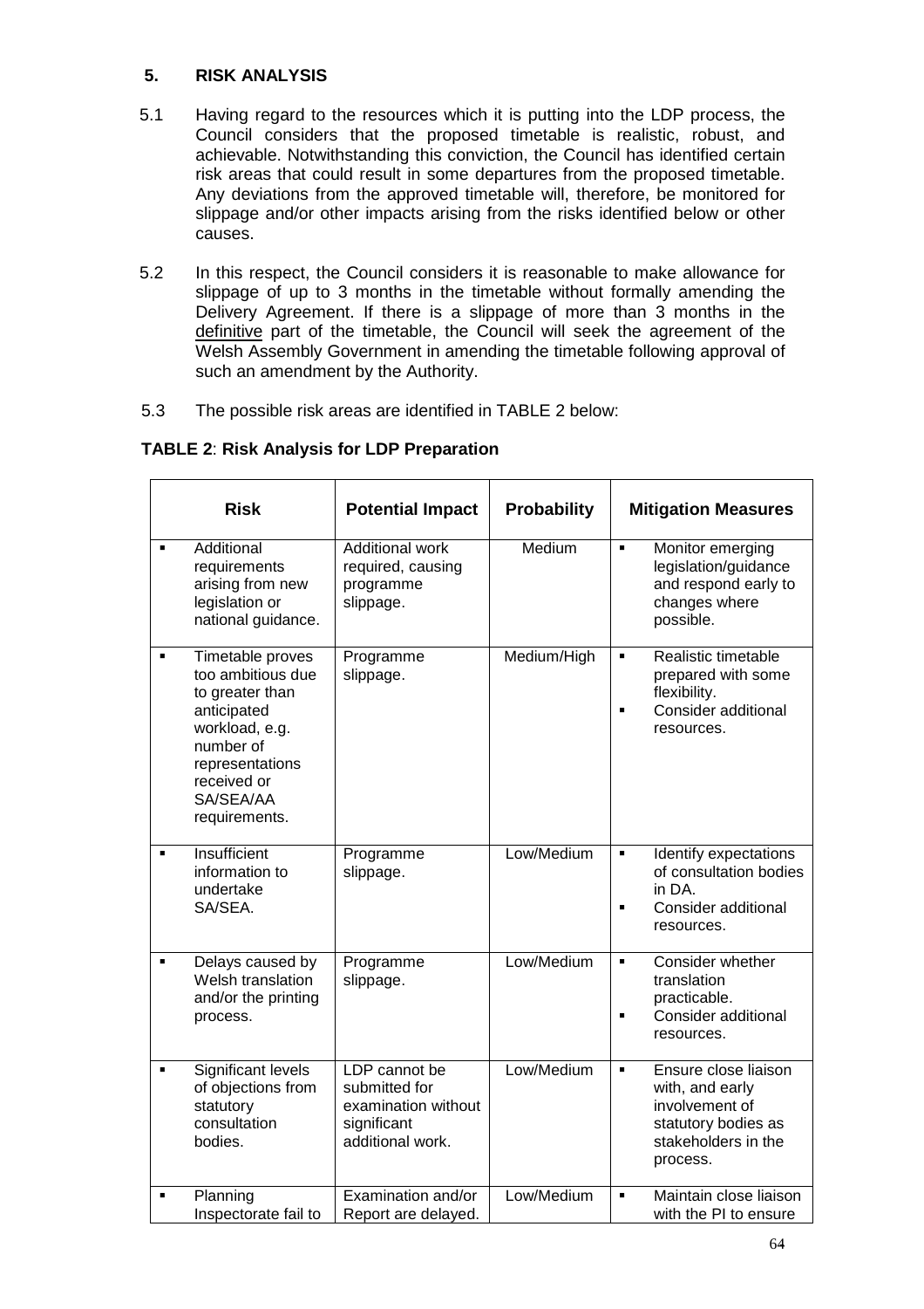## 5. RISK ANALYSIS

5.1 Having regard to the resources which it is putting into the LDP process, the Council considers that the proposed timetable is realistic, robust, and achievable. Notwithstanding this conviction, the Council has identified certain risk areas that could result in some departures from the proposed timetable. Any deviations from the approved timetable will, therefore, be monitored for slippage and/or other impacts arising from the risks identified below or other causes.

5.2 In this respect, the Council considers it is reasonable to make allowance for slippage of up to 3 months in the timetable without formally amending the Delivery Agreement. If there is a slippage of more than 3 months in the definitive part of the timetable, the Council will seek the agreement of the Welsh Assembly Government in amending the timetable following approval of such an amendment by the Authority.

5.3 The possible risk areas are identified in TABLE 2 below:

**TABLE 2**: **Risk Analysis for LDP Preparation**

| Risk | Potential Impact | Probability | Mitigation Measures |
|---|---|---|---|
| ▪ Additional requirements arising from new legislation or national guidance. | Additional work required, causing programme slippage. | Medium | ▪ Monitor emerging legislation/guidance and respond early to changes where possible. |
| ▪ Timetable proves too ambitious due to greater than anticipated workload, e.g. number of representations received or SA/SEA/AA requirements. | Programme slippage. | Medium/High | ▪ Realistic timetable prepared with some flexibility.<br>▪ Consider additional resources. |
| ▪ Insufficient information to undertake SA/SEA. | Programme slippage. | Low/Medium | ▪ Identify expectations of consultation bodies in DA.<br>▪ Consider additional resources. |
| ▪ Delays caused by Welsh translation and/or the printing process. | Programme slippage. | Low/Medium | ▪ Consider whether translation practicable.<br>▪ Consider additional resources. |
| ▪ Significant levels of objections from statutory consultation bodies. | LDP cannot be submitted for examination without significant additional work. | Low/Medium | ▪ Ensure close liaison with, and early involvement of statutory bodies as stakeholders in the process. |
| ▪ Planning Inspectorate fail to | Examination and/or Report are delayed. | Low/Medium | ▪ Maintain close liaison with the PI to ensure |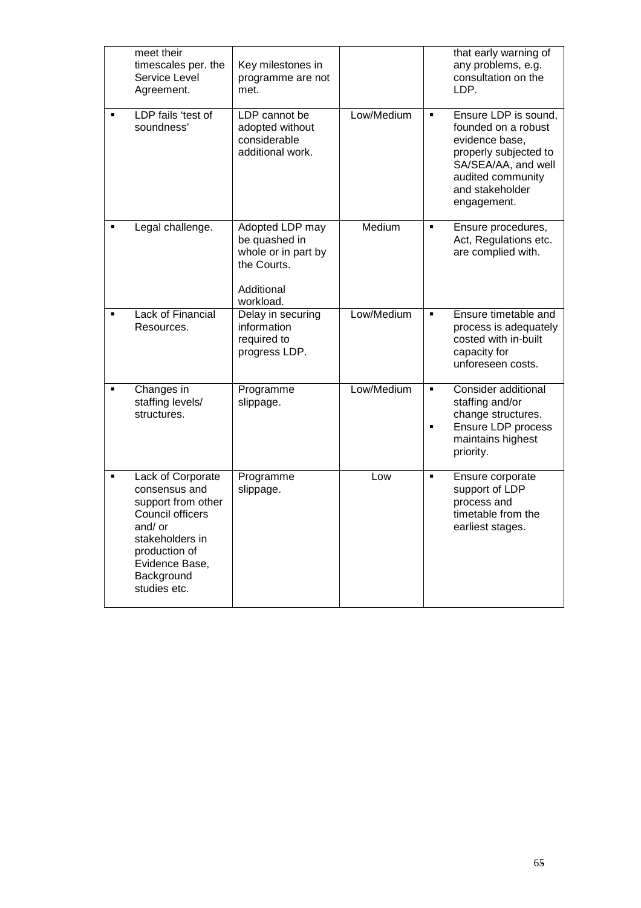| | | | |
|---|---|---|---|
| meet their timescales per. the Service Level Agreement. | Key milestones in programme are not met. | | that early warning of any problems, e.g. consultation on the LDP. |
| ▪ LDP fails 'test of soundness' | LDP cannot be adopted without considerable additional work. | Low/Medium | ▪ Ensure LDP is sound, founded on a robust evidence base, properly subjected to SA/SEA/AA, and well audited community and stakeholder engagement. |
| ▪ Legal challenge. | Adopted LDP may be quashed in whole or in part by the Courts.<br><br>Additional workload. | Medium | ▪ Ensure procedures, Act, Regulations etc. are complied with. |
| ▪ Lack of Financial Resources. | Delay in securing information required to progress LDP. | Low/Medium | ▪ Ensure timetable and process is adequately costed with in-built capacity for unforeseen costs. |
| ▪ Changes in staffing levels/ structures. | Programme slippage. | Low/Medium | ▪ Consider additional staffing and/or change structures.<br>▪ Ensure LDP process maintains highest priority. |
| ▪ Lack of Corporate consensus and support from other Council officers and/ or stakeholders in production of Evidence Base, Background studies etc. | Programme slippage. | Low | ▪ Ensure corporate support of LDP process and timetable from the earliest stages. |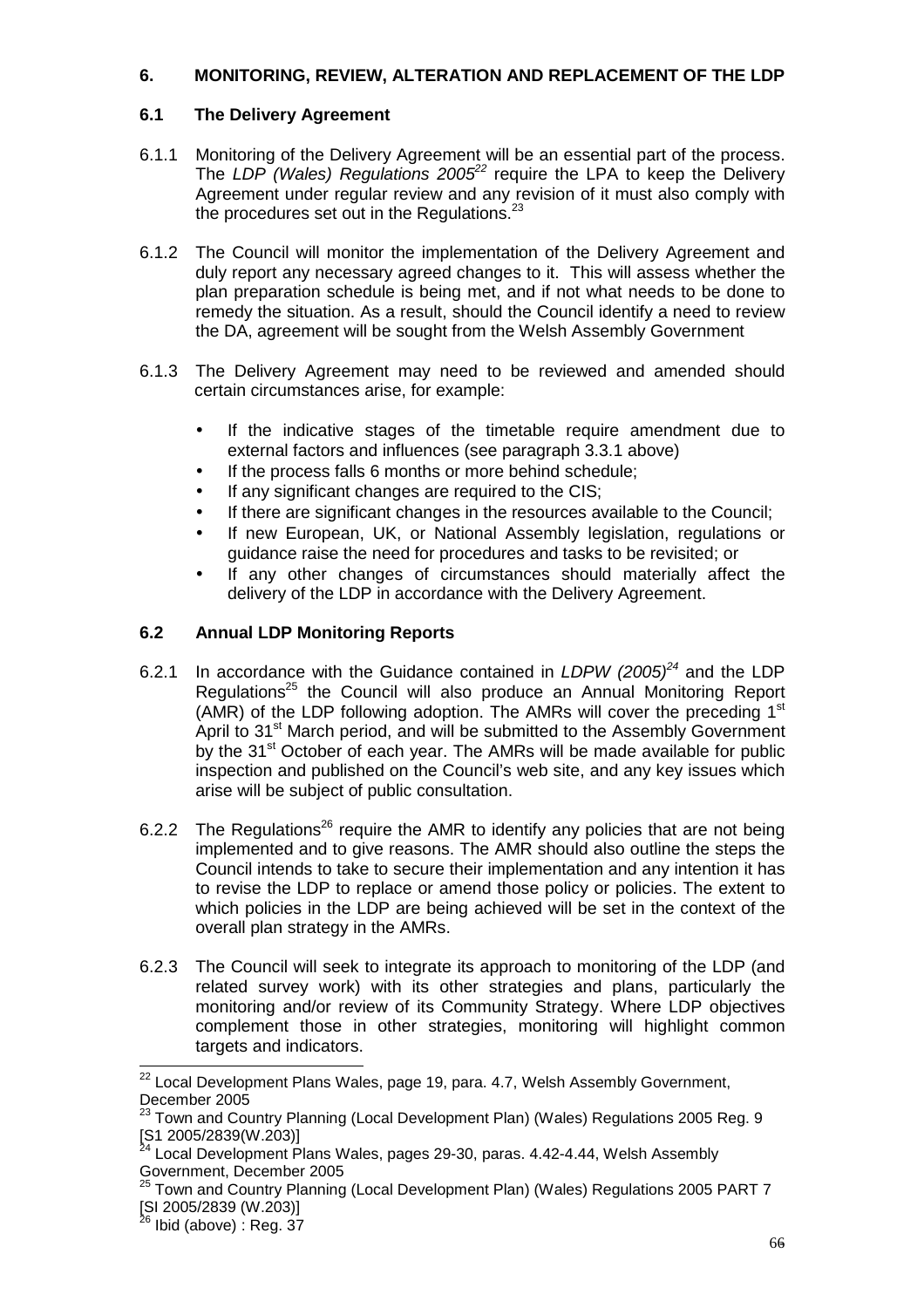## 6. MONITORING, REVIEW, ALTERATION AND REPLACEMENT OF THE LDP

### 6.1 The Delivery Agreement

6.1.1 Monitoring of the Delivery Agreement will be an essential part of the process. The *LDP (Wales) Regulations 2005*[22] require the LPA to keep the Delivery Agreement under regular review and any revision of it must also comply with the procedures set out in the Regulations.[23]

6.1.2 The Council will monitor the implementation of the Delivery Agreement and duly report any necessary agreed changes to it. This will assess whether the plan preparation schedule is being met, and if not what needs to be done to remedy the situation. As a result, should the Council identify a need to review the DA, agreement will be sought from the Welsh Assembly Government

6.1.3 The Delivery Agreement may need to be reviewed and amended should certain circumstances arise, for example:

- If the indicative stages of the timetable require amendment due to external factors and influences (see paragraph 3.3.1 above)
- If the process falls 6 months or more behind schedule;
- If any significant changes are required to the CIS;
- If there are significant changes in the resources available to the Council;
- If new European, UK, or National Assembly legislation, regulations or guidance raise the need for procedures and tasks to be revisited; or
- If any other changes of circumstances should materially affect the delivery of the LDP in accordance with the Delivery Agreement.

### 6.2 Annual LDP Monitoring Reports

6.2.1 In accordance with the Guidance contained in *LDPW (2005)*[24] and the LDP Regulations[25] the Council will also produce an Annual Monitoring Report (AMR) of the LDP following adoption. The AMRs will cover the preceding 1st April to 31st March period, and will be submitted to the Assembly Government by the 31st October of each year. The AMRs will be made available for public inspection and published on the Council's web site, and any key issues which arise will be subject of public consultation.

6.2.2 The Regulations[26] require the AMR to identify any policies that are not being implemented and to give reasons. The AMR should also outline the steps the Council intends to take to secure their implementation and any intention it has to revise the LDP to replace or amend those policy or policies. The extent to which policies in the LDP are being achieved will be set in the context of the overall plan strategy in the AMRs.

6.2.3 The Council will seek to integrate its approach to monitoring of the LDP (and related survey work) with its other strategies and plans, particularly the monitoring and/or review of its Community Strategy. Where LDP objectives complement those in other strategies, monitoring will highlight common targets and indicators.

---

[22] Local Development Plans Wales, page 19, para. 4.7, Welsh Assembly Government, December 2005

[23] Town and Country Planning (Local Development Plan) (Wales) Regulations 2005 Reg. 9 [S1 2005/2839(W.203)]

[24] Local Development Plans Wales, pages 29-30, paras. 4.42-4.44, Welsh Assembly Government, December 2005

[25] Town and Country Planning (Local Development Plan) (Wales) Regulations 2005 PART 7 [SI 2005/2839 (W.203)]

[26] Ibid (above) : Reg. 37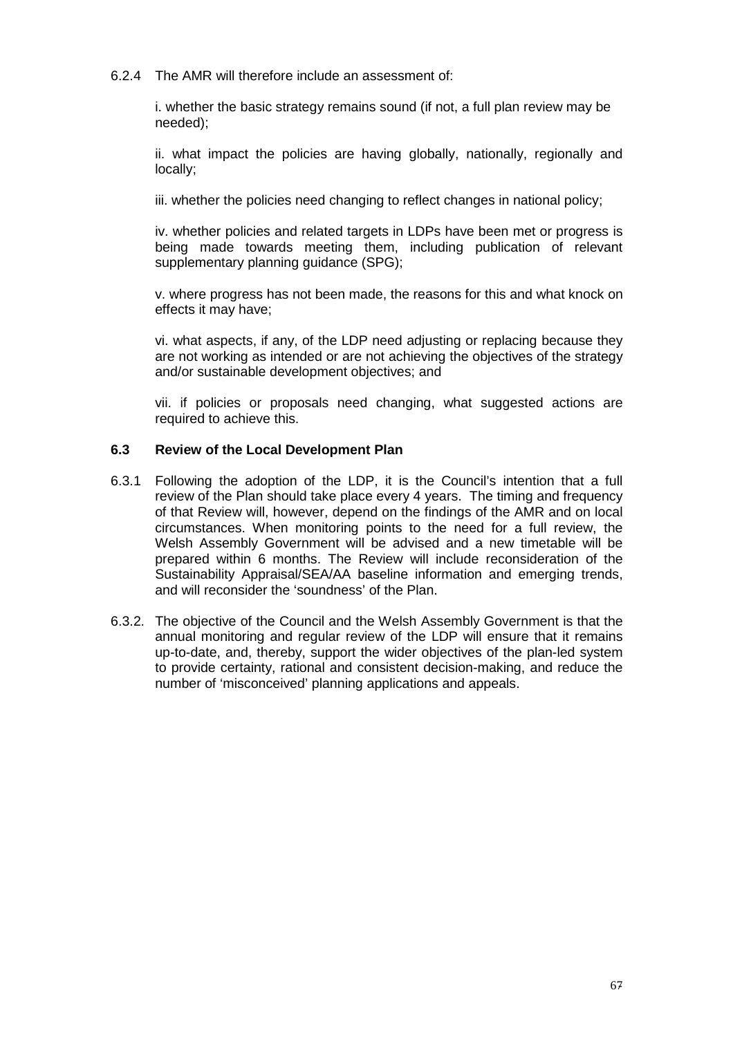6.2.4 The AMR will therefore include an assessment of:

i. whether the basic strategy remains sound (if not, a full plan review may be needed);

ii. what impact the policies are having globally, nationally, regionally and locally;

iii. whether the policies need changing to reflect changes in national policy;

iv. whether policies and related targets in LDPs have been met or progress is being made towards meeting them, including publication of relevant supplementary planning guidance (SPG);

v. where progress has not been made, the reasons for this and what knock on effects it may have;

vi. what aspects, if any, of the LDP need adjusting or replacing because they are not working as intended or are not achieving the objectives of the strategy and/or sustainable development objectives; and

vii. if policies or proposals need changing, what suggested actions are required to achieve this.

### 6.3 Review of the Local Development Plan

6.3.1 Following the adoption of the LDP, it is the Council's intention that a full review of the Plan should take place every 4 years. The timing and frequency of that Review will, however, depend on the findings of the AMR and on local circumstances. When monitoring points to the need for a full review, the Welsh Assembly Government will be advised and a new timetable will be prepared within 6 months. The Review will include reconsideration of the Sustainability Appraisal/SEA/AA baseline information and emerging trends, and will reconsider the 'soundness' of the Plan.

6.3.2. The objective of the Council and the Welsh Assembly Government is that the annual monitoring and regular review of the LDP will ensure that it remains up-to-date, and, thereby, support the wider objectives of the plan-led system to provide certainty, rational and consistent decision-making, and reduce the number of 'misconceived' planning applications and appeals.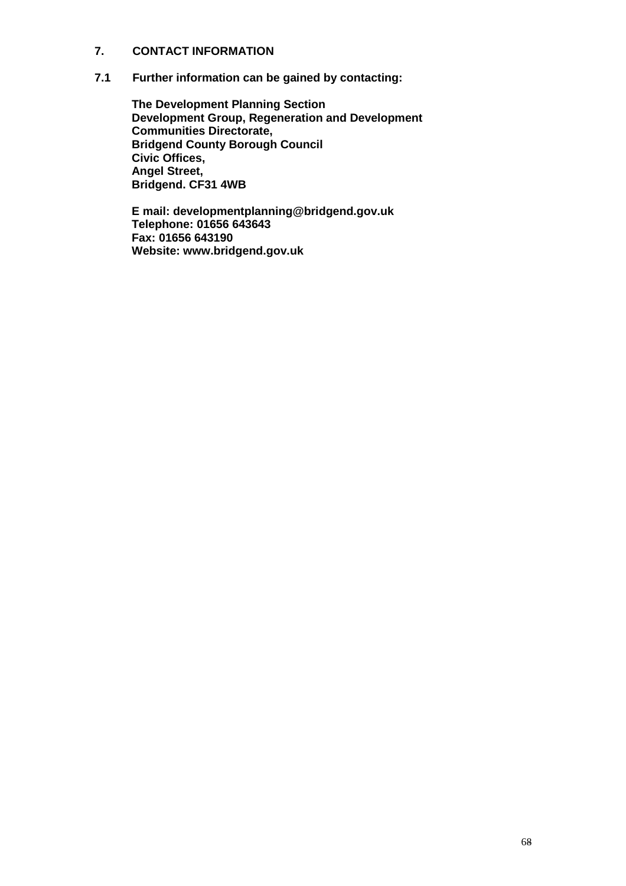## 7. CONTACT INFORMATION

**7.1 Further information can be gained by contacting:**

**The Development Planning Section**
**Development Group, Regeneration and Development**
**Communities Directorate,**
**Bridgend County Borough Council**
**Civic Offices,**
**Angel Street,**
**Bridgend. CF31 4WB**

**E mail: developmentplanning@bridgend.gov.uk**
**Telephone: 01656 643643**
**Fax: 01656 643190**
**Website: www.bridgend.gov.uk**